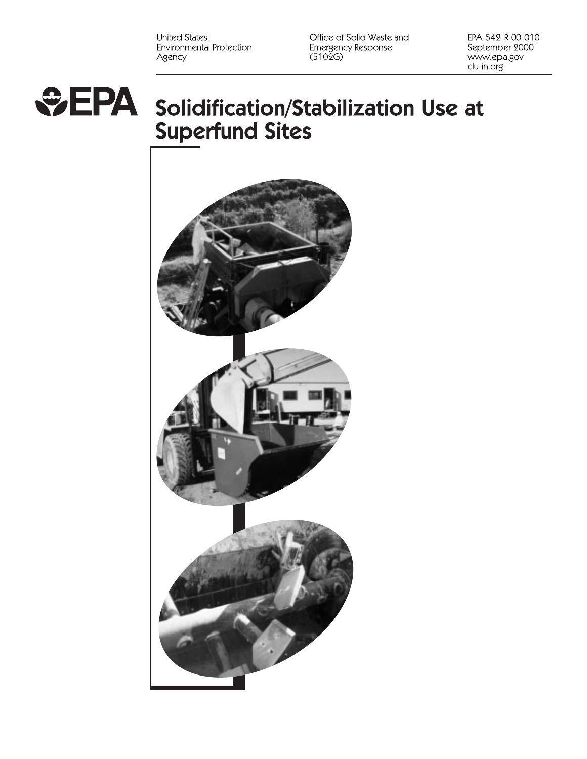United States
Environmental Protection
Agency

Office of Solid Waste and
Emergency Response
(5102G)

EPA-542-R-00-010
September 2000
www.epa.gov
clu-in.org

EPA

# Solidification/Stabilization Use at Superfund Sites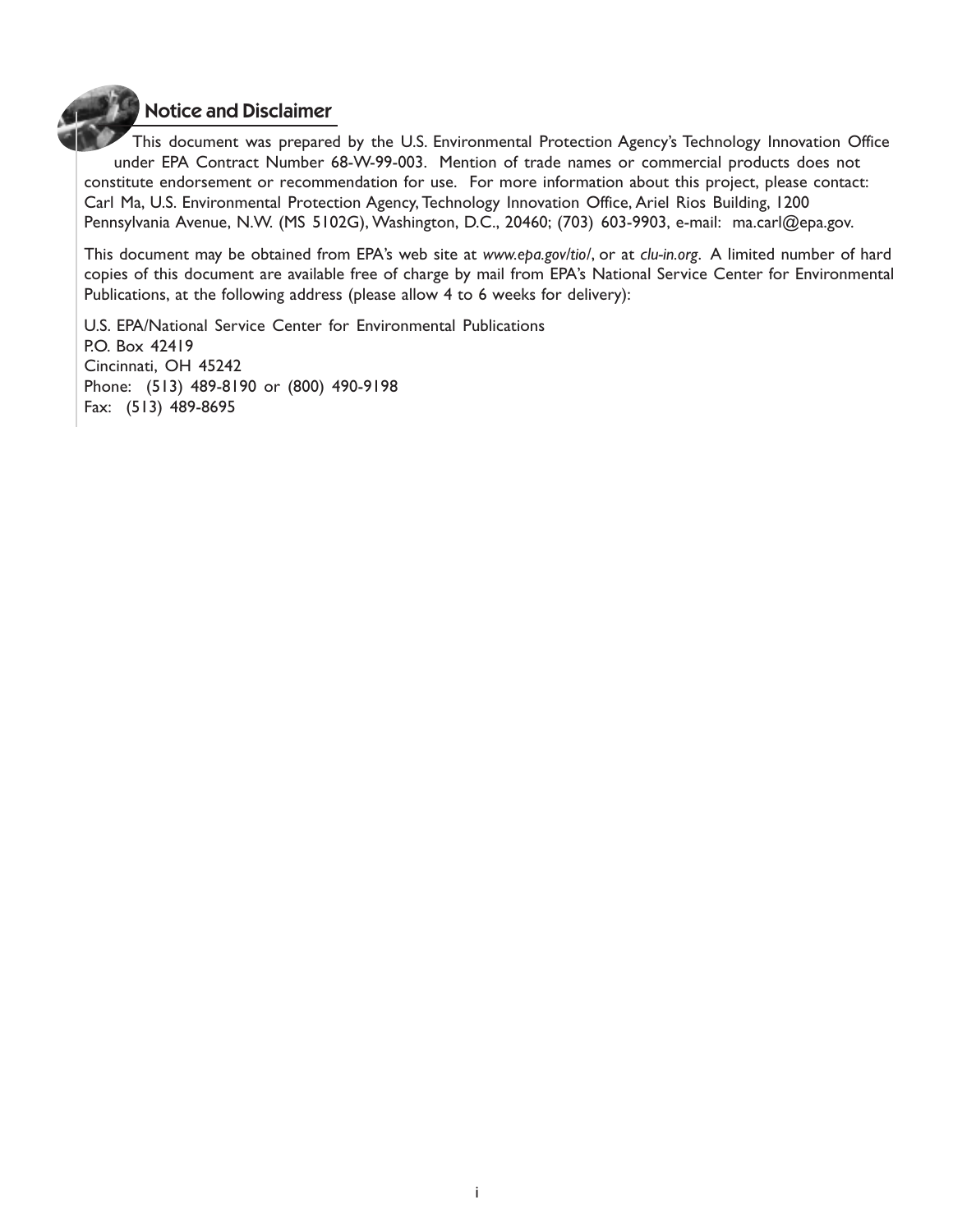## Notice and Disclaimer

This document was prepared by the U.S. Environmental Protection Agency's Technology Innovation Office under EPA Contract Number 68-W-99-003. Mention of trade names or commercial products does not constitute endorsement or recommendation for use. For more information about this project, please contact: Carl Ma, U.S. Environmental Protection Agency, Technology Innovation Office, Ariel Rios Building, 1200 Pennsylvania Avenue, N.W. (MS 5102G), Washington, D.C., 20460; (703) 603-9903, e-mail: ma.carl@epa.gov.

This document may be obtained from EPA's web site at *www.epa.gov/tio/*, or at *clu-in.org*. A limited number of hard copies of this document are available free of charge by mail from EPA's National Service Center for Environmental Publications, at the following address (please allow 4 to 6 weeks for delivery):

U.S. EPA/National Service Center for Environmental Publications
P.O. Box 42419
Cincinnati, OH 45242
Phone: (513) 489-8190 or (800) 490-9198
Fax: (513) 489-8695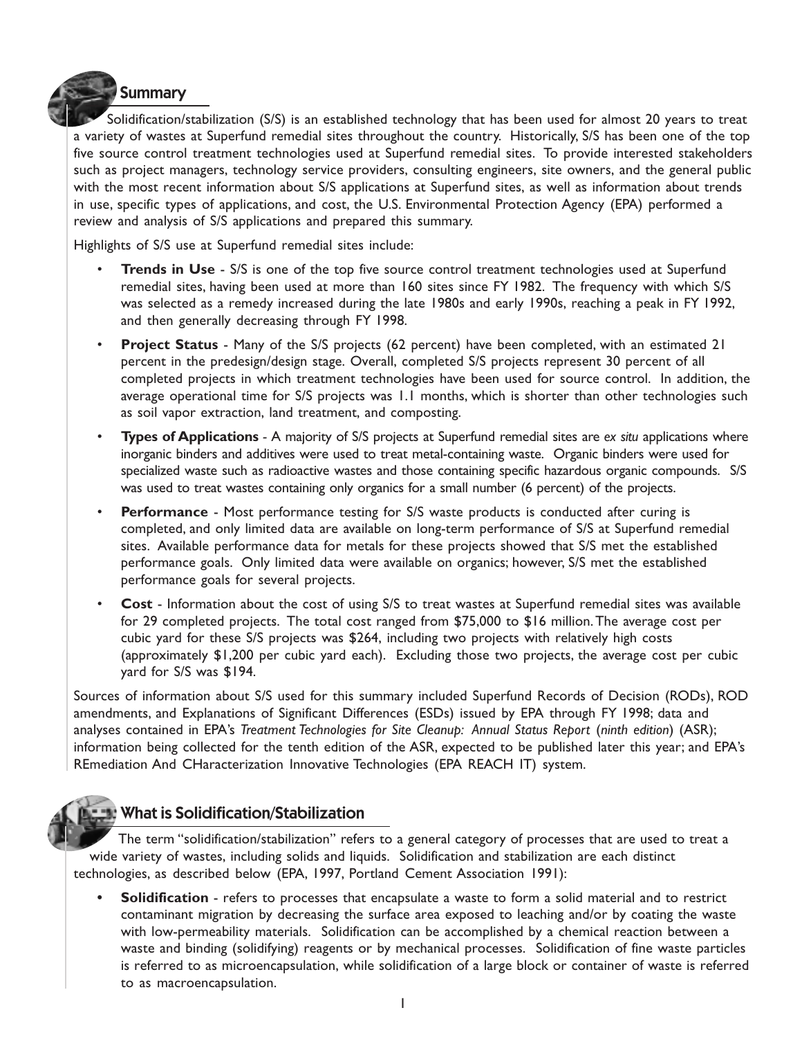## Summary

Solidification/stabilization (S/S) is an established technology that has been used for almost 20 years to treat a variety of wastes at Superfund remedial sites throughout the country. Historically, S/S has been one of the top five source control treatment technologies used at Superfund remedial sites. To provide interested stakeholders such as project managers, technology service providers, consulting engineers, site owners, and the general public with the most recent information about S/S applications at Superfund sites, as well as information about trends in use, specific types of applications, and cost, the U.S. Environmental Protection Agency (EPA) performed a review and analysis of S/S applications and prepared this summary.

Highlights of S/S use at Superfund remedial sites include:

- **Trends in Use** - S/S is one of the top five source control treatment technologies used at Superfund remedial sites, having been used at more than 160 sites since FY 1982. The frequency with which S/S was selected as a remedy increased during the late 1980s and early 1990s, reaching a peak in FY 1992, and then generally decreasing through FY 1998.
- **Project Status** - Many of the S/S projects (62 percent) have been completed, with an estimated 21 percent in the predesign/design stage. Overall, completed S/S projects represent 30 percent of all completed projects in which treatment technologies have been used for source control. In addition, the average operational time for S/S projects was 1.1 months, which is shorter than other technologies such as soil vapor extraction, land treatment, and composting.
- **Types of Applications** - A majority of S/S projects at Superfund remedial sites are *ex situ* applications where inorganic binders and additives were used to treat metal-containing waste. Organic binders were used for specialized waste such as radioactive wastes and those containing specific hazardous organic compounds. S/S was used to treat wastes containing only organics for a small number (6 percent) of the projects.
- **Performance** - Most performance testing for S/S waste products is conducted after curing is completed, and only limited data are available on long-term performance of S/S at Superfund remedial sites. Available performance data for metals for these projects showed that S/S met the established performance goals. Only limited data were available on organics; however, S/S met the established performance goals for several projects.
- **Cost** - Information about the cost of using S/S to treat wastes at Superfund remedial sites was available for 29 completed projects. The total cost ranged from $75,000 to $16 million. The average cost per cubic yard for these S/S projects was $264, including two projects with relatively high costs (approximately $1,200 per cubic yard each). Excluding those two projects, the average cost per cubic yard for S/S was $194.

Sources of information about S/S used for this summary included Superfund Records of Decision (RODs), ROD amendments, and Explanations of Significant Differences (ESDs) issued by EPA through FY 1998; data and analyses contained in EPA's *Treatment Technologies for Site Cleanup: Annual Status Report* (*ninth edition*) (ASR); information being collected for the tenth edition of the ASR, expected to be published later this year; and EPA's REmediation And CHaracterization Innovative Technologies (EPA REACH IT) system.

## What is Solidification/Stabilization

The term "solidification/stabilization" refers to a general category of processes that are used to treat a wide variety of wastes, including solids and liquids. Solidification and stabilization are each distinct technologies, as described below (EPA, 1997, Portland Cement Association 1991):

- **Solidification** - refers to processes that encapsulate a waste to form a solid material and to restrict contaminant migration by decreasing the surface area exposed to leaching and/or by coating the waste with low-permeability materials. Solidification can be accomplished by a chemical reaction between a waste and binding (solidifying) reagents or by mechanical processes. Solidification of fine waste particles is referred to as microencapsulation, while solidification of a large block or container of waste is referred to as macroencapsulation.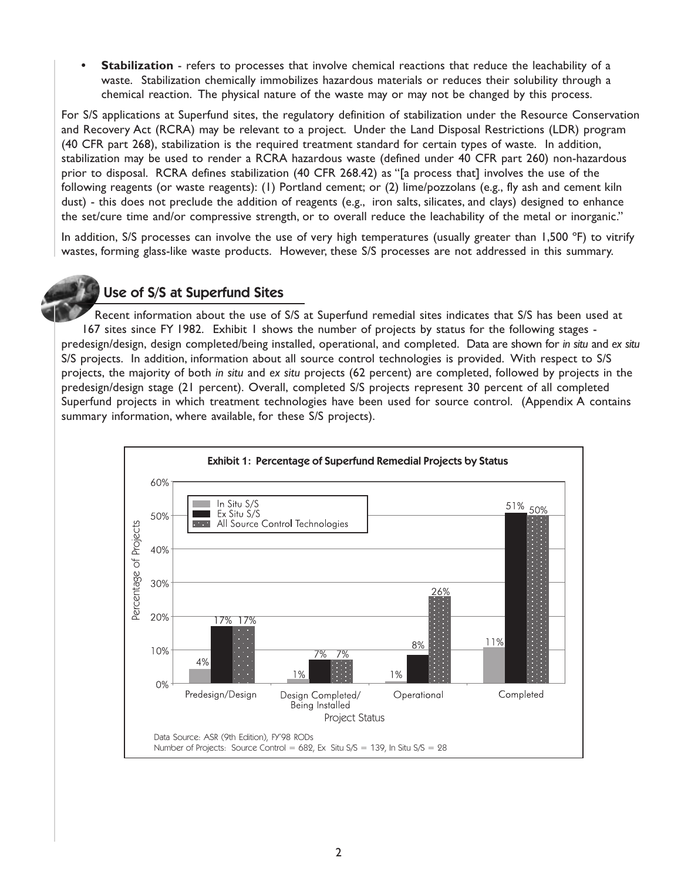- **Stabilization** - refers to processes that involve chemical reactions that reduce the leachability of a waste. Stabilization chemically immobilizes hazardous materials or reduces their solubility through a chemical reaction. The physical nature of the waste may or may not be changed by this process.

For S/S applications at Superfund sites, the regulatory definition of stabilization under the Resource Conservation and Recovery Act (RCRA) may be relevant to a project. Under the Land Disposal Restrictions (LDR) program (40 CFR part 268), stabilization is the required treatment standard for certain types of waste. In addition, stabilization may be used to render a RCRA hazardous waste (defined under 40 CFR part 260) non-hazardous prior to disposal. RCRA defines stabilization (40 CFR 268.42) as "[a process that] involves the use of the following reagents (or waste reagents): (1) Portland cement; or (2) lime/pozzolans (e.g., fly ash and cement kiln dust) - this does not preclude the addition of reagents (e.g., iron salts, silicates, and clays) designed to enhance the set/cure time and/or compressive strength, or to overall reduce the leachability of the metal or inorganic."

In addition, S/S processes can involve the use of very high temperatures (usually greater than 1,500 °F) to vitrify wastes, forming glass-like waste products. However, these S/S processes are not addressed in this summary.

## Use of S/S at Superfund Sites

Recent information about the use of S/S at Superfund remedial sites indicates that S/S has been used at 167 sites since FY 1982. Exhibit 1 shows the number of projects by status for the following stages - predesign/design, design completed/being installed, operational, and completed. Data are shown for *in situ* and *ex situ* S/S projects. In addition, information about all source control technologies is provided. With respect to S/S projects, the majority of both *in situ* and *ex situ* projects (62 percent) are completed, followed by projects in the predesign/design stage (21 percent). Overall, completed S/S projects represent 30 percent of all completed Superfund projects in which treatment technologies have been used for source control. (Appendix A contains summary information, where available, for these S/S projects).

**Exhibit 1: Percentage of Superfund Remedial Projects by Status**

Percentage of Projects
60%
50%
40%
30%
20%
10%
0%

In Situ S/S
Ex Situ S/S
All Source Control Technologies

Predesign/Design: 4%, 17%, 17%
Design Completed/ Being Installed: 1%, 7%, 7%
Operational: 1%, 8%, 26%
Completed: 11%, 51%, 50%

Project Status

Data Source: ASR (9th Edition), FY'98 RODs
Number of Projects: Source Control = 682, Ex Situ S/S = 139, In Situ S/S = 28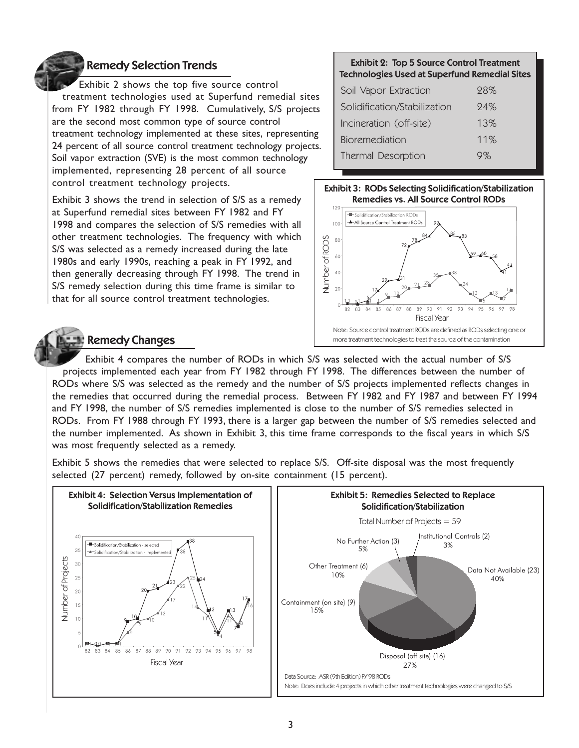## Remedy Selection Trends

Exhibit 2 shows the top five source control treatment technologies used at Superfund remedial sites from FY 1982 through FY 1998. Cumulatively, S/S projects are the second most common type of source control treatment technology implemented at these sites, representing 24 percent of all source control treatment technology projects. Soil vapor extraction (SVE) is the most common technology implemented, representing 28 percent of all source control treatment technology projects.

Exhibit 3 shows the trend in selection of S/S as a remedy at Superfund remedial sites between FY 1982 and FY 1998 and compares the selection of S/S remedies with all other treatment technologies. The frequency with which S/S was selected as a remedy increased during the late 1980s and early 1990s, reaching a peak in FY 1992, and then generally decreasing through FY 1998. The trend in S/S remedy selection during this time frame is similar to that for all source control treatment technologies.

**Exhibit 2: Top 5 Source Control Treatment Technologies Used at Superfund Remedial Sites**

| | |
|---|---|
| Soil Vapor Extraction | 28% |
| Solidification/Stabilization | 24% |
| Incineration (off-site) | 13% |
| Bioremediation | 11% |
| Thermal Desorption | 9% |

**Exhibit 3: RODs Selecting Solidification/Stabilization Remedies vs. All Source Control RODs**

Solidification/Stabilization RODs
All Source Control Treatment RODs
Number of RODS
Fiscal Year
0 20 40 60 80 100 120
82 83 84 85 86 87 88 89 90 91 92 93 94 95 96 97 98
1 1 0 1 5 1 9 10 20 21 23 35 38 24 13 5 13 7 17
1 0 1 5 17 29 31 72 78 84 99 85 83 59 60 58 41 47

Note: Source control treatment RODs are defined as RODs selecting one or more treatment technologies to treat the source of the contamination

## Remedy Changes

Exhibit 4 compares the number of RODs in which S/S was selected with the actual number of S/S projects implemented each year from FY 1982 through FY 1998. The differences between the number of RODs where S/S was selected as the remedy and the number of S/S projects implemented reflects changes in the remedies that occurred during the remedial process. Between FY 1982 and FY 1987 and between FY 1994 and FY 1998, the number of S/S remedies implemented is close to the number of S/S remedies selected in RODs. From FY 1988 through FY 1993, there is a larger gap between the number of S/S remedies selected and the number implemented. As shown in Exhibit 3, this time frame corresponds to the fiscal years in which S/S was most frequently selected as a remedy.

Exhibit 5 shows the remedies that were selected to replace S/S. Off-site disposal was the most frequently selected (27 percent) remedy, followed by on-site containment (15 percent).

**Exhibit 4: Selection Versus Implementation of Solidification/Stabilization Remedies**

Solidification/Stabilization - selected
Solidification/Stabilization - implemented
Number of Projects
Fiscal Year
0 5 10 15 20 25 30 35 40
82 83 84 85 86 87 88 89 90 91 92 93 94 95 96 97 98
1 0 1 1 9 10 20 21 23 35 38 24 13 5 13 7 17
1 0 1 1 5 9 10 12 17 22 25 14 11 4 11 8 16

**Exhibit 5: Remedies Selected to Replace Solidification/Stabilization**

Total Number of Projects = 59

Data Not Available (23) 40%
Disposal (off site) (16) 27%
Containment (on site) (9) 15%
Other Treatment (6) 10%
No Further Action (3) 5%
Institutional Controls (2) 3%

Data Source: ASR (9th Edition) FY'98 RODs
Note: Does include 4 projects in which other treatment technologies were changed to S/S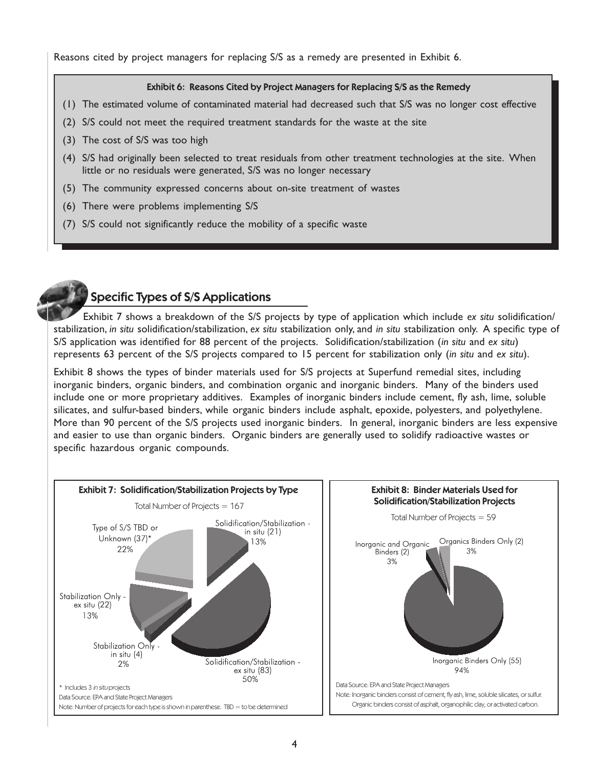Reasons cited by project managers for replacing S/S as a remedy are presented in Exhibit 6.

**Exhibit 6: Reasons Cited by Project Managers for Replacing S/S as the Remedy**

(1) The estimated volume of contaminated material had decreased such that S/S was no longer cost effective

(2) S/S could not meet the required treatment standards for the waste at the site

(3) The cost of S/S was too high

(4) S/S had originally been selected to treat residuals from other treatment technologies at the site. When little or no residuals were generated, S/S was no longer necessary

(5) The community expressed concerns about on-site treatment of wastes

(6) There were problems implementing S/S

(7) S/S could not significantly reduce the mobility of a specific waste

## Specific Types of S/S Applications

Exhibit 7 shows a breakdown of the S/S projects by type of application which include *ex situ* solidification/stabilization, *in situ* solidification/stabilization, *ex situ* stabilization only, and *in situ* stabilization only. A specific type of S/S application was identified for 88 percent of the projects. Solidification/stabilization (*in situ* and *ex situ*) represents 63 percent of the S/S projects compared to 15 percent for stabilization only (*in situ* and *ex situ*).

Exhibit 8 shows the types of binder materials used for S/S projects at Superfund remedial sites, including inorganic binders, organic binders, and combination organic and inorganic binders. Many of the binders used include one or more proprietary additives. Examples of inorganic binders include cement, fly ash, lime, soluble silicates, and sulfur-based binders, while organic binders include asphalt, epoxide, polyesters, and polyethylene. More than 90 percent of the S/S projects used inorganic binders. In general, inorganic binders are less expensive and easier to use than organic binders. Organic binders are generally used to solidify radioactive wastes or specific hazardous organic compounds.

**Exhibit 7: Solidification/Stabilization Projects by Type**

Total Number of Projects = 167

Solidification/Stabilization - in situ (21) 13%

Solidification/Stabilization - ex situ (83) 50%

Stabilization Only - in situ (4) 2%

Stabilization Only - ex situ (22) 13%

Type of S/S TBD or Unknown (37)* 22%

\* Includes 3 *in situ* projects

Data Source: EPA and State Project Managers

Note: Number of projects for each type is shown in parenthese. TBD = to be determined

**Exhibit 8: Binder Materials Used for Solidification/Stabilization Projects**

Total Number of Projects = 59

Inorganic and Organic Binders (2) 3%

Organics Binders Only (2) 3%

Inorganic Binders Only (55) 94%

Data Source: EPA and State Project Managers

Note: Inorganic binders consist of cement, fly ash, lime, soluble silicates, or sulfur. Organic binders consist of asphalt, organophilic clay, or activated carbon.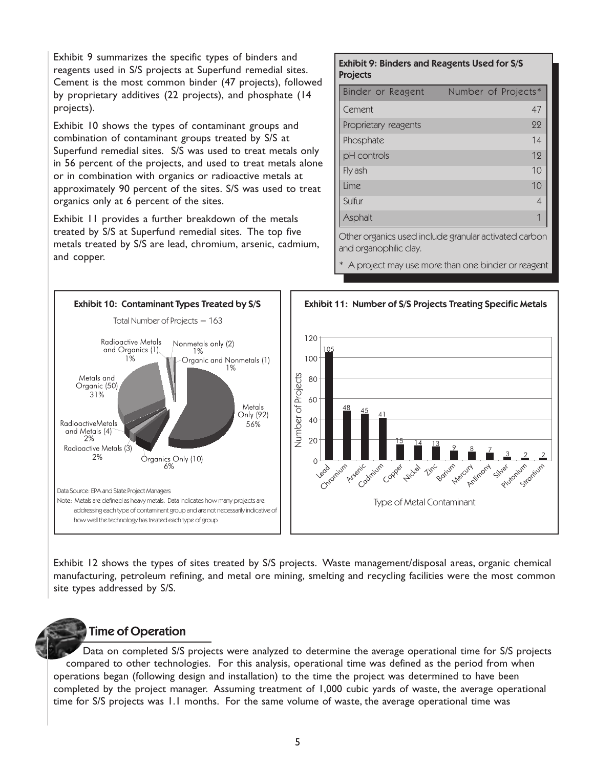Exhibit 9 summarizes the specific types of binders and reagents used in S/S projects at Superfund remedial sites. Cement is the most common binder (47 projects), followed by proprietary additives (22 projects), and phosphate (14 projects).

Exhibit 10 shows the types of contaminant groups and combination of contaminant groups treated by S/S at Superfund remedial sites. S/S was used to treat metals only in 56 percent of the projects, and used to treat metals alone or in combination with organics or radioactive metals at approximately 90 percent of the sites. S/S was used to treat organics only at 6 percent of the sites.

Exhibit 11 provides a further breakdown of the metals treated by S/S at Superfund remedial sites. The top five metals treated by S/S are lead, chromium, arsenic, cadmium, and copper.

**Exhibit 9: Binders and Reagents Used for S/S Projects**

| Binder or Reagent | Number of Projects* |
|---|---|
| Cement | 47 |
| Proprietary reagents | 22 |
| Phosphate | 14 |
| pH controls | 12 |
| Fly ash | 10 |
| Lime | 10 |
| Sulfur | 4 |
| Asphalt | 1 |

Other organics used include granular activated carbon and organophilic clay.

* A project may use more than one binder or reagent

**Exhibit 10: Contaminant Types Treated by S/S**

Total Number of Projects = 163

Metals Only (92) 56%

Metals and Organic (50) 31%

Organics Only (10) 6%

RadioactiveMetals and Metals (4) 2%

Radioactive Metals (3) 2%

Nonmetals only (2) 1%

Radioactive Metals and Organics (1) 1%

Organic and Nonmetals (1) 1%

Data Source: EPA and State Project Managers

Note: Metals are defined as heavy metals. Data indicates how many projects are addressing each type of contaminant group and are not necessarily indicative of how well the technology has treated each type of group

**Exhibit 11: Number of S/S Projects Treating Specific Metals**

Number of Projects

Type of Metal Contaminant

Lead 105, Chromium 48, Arsenic 45, Cadmium 41, Copper 15, Nickel 14, Zinc 13, Barium 9, Mercury 8, Antimony 7, Silver 3, Plutonium 2, Strontium 2

Exhibit 12 shows the types of sites treated by S/S projects. Waste management/disposal areas, organic chemical manufacturing, petroleum refining, and metal ore mining, smelting and recycling facilities were the most common site types addressed by S/S.

## Time of Operation

Data on completed S/S projects were analyzed to determine the average operational time for S/S projects compared to other technologies. For this analysis, operational time was defined as the period from when operations began (following design and installation) to the time the project was determined to have been completed by the project manager. Assuming treatment of 1,000 cubic yards of waste, the average operational time for S/S projects was 1.1 months. For the same volume of waste, the average operational time was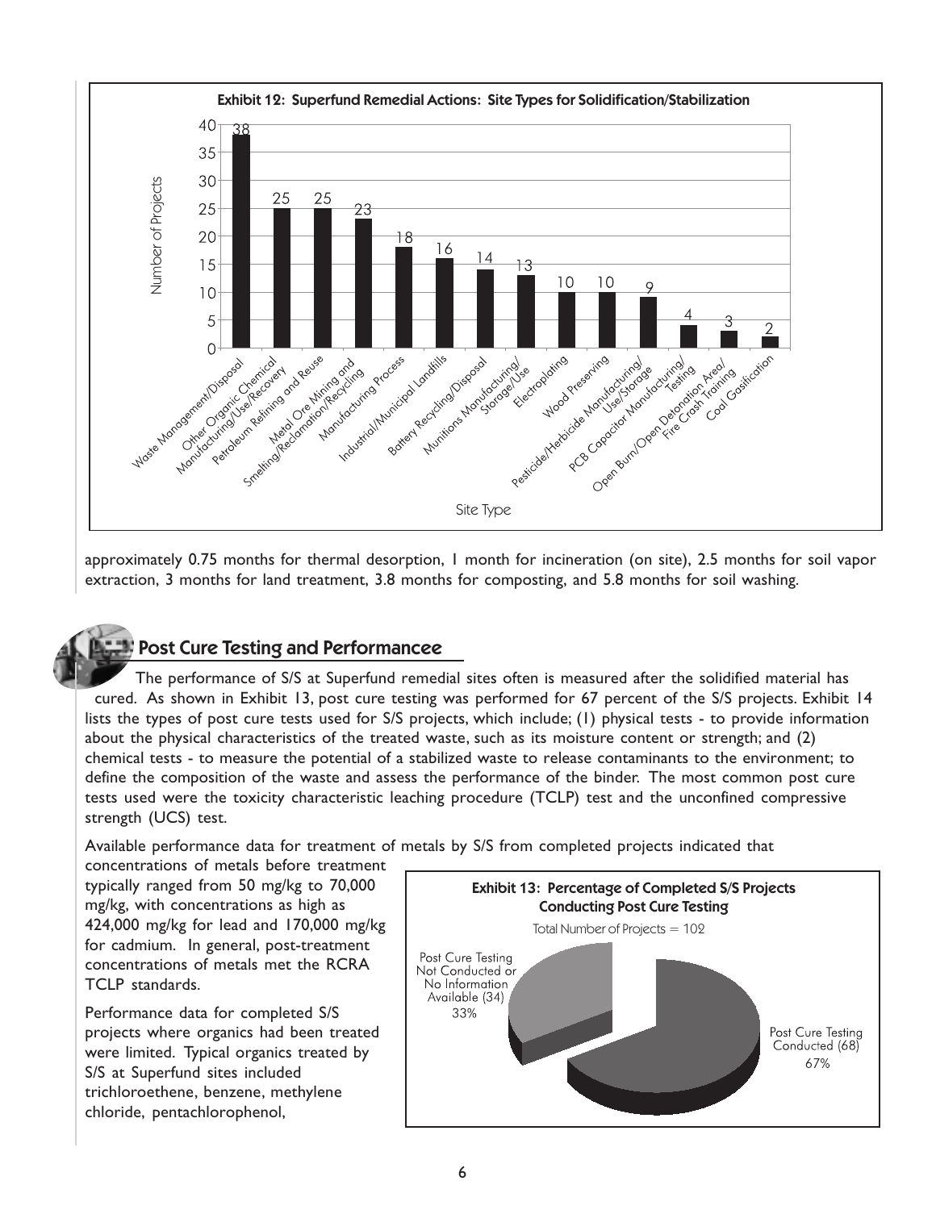Exhibit 12: Superfund Remedial Actions: Site Types for Solidification/Stabilization

Number of Projects

40
35
30
25
20
15
10
5
0

38
25
25
23
18
16
14
13
10
10
9
4
3
2

Waste Management/Disposal
Other Organic Chemical Manufacturing/Use/Recovery
Petroleum Refining and Reuse
Metal Ore Mining and Smelting/Reclamation/Recycling
Manufacturing Process
Industrial/Municipal Landfills
Battery Recycling/Disposal
Munitions Manufacturing/Storage/Use
Electroplating
Wood Preserving
Pesticide/Herbicide Manufacturing/Use/Storage
PCB Capacitor Manufacturing/Testing
Open Burn/Open Detonation Area/Fire Crash Training
Coal Gasification

Site Type

approximately 0.75 months for thermal desorption, 1 month for incineration (on site), 2.5 months for soil vapor extraction, 3 months for land treatment, 3.8 months for composting, and 5.8 months for soil washing.

## Post Cure Testing and Performancee

The performance of S/S at Superfund remedial sites often is measured after the solidified material has cured. As shown in Exhibit 13, post cure testing was performed for 67 percent of the S/S projects. Exhibit 14 lists the types of post cure tests used for S/S projects, which include; (1) physical tests - to provide information about the physical characteristics of the treated waste, such as its moisture content or strength; and (2) chemical tests - to measure the potential of a stabilized waste to release contaminants to the environment; to define the composition of the waste and assess the performance of the binder. The most common post cure tests used were the toxicity characteristic leaching procedure (TCLP) test and the unconfined compressive strength (UCS) test.

Available performance data for treatment of metals by S/S from completed projects indicated that concentrations of metals before treatment typically ranged from 50 mg/kg to 70,000 mg/kg, with concentrations as high as 424,000 mg/kg for lead and 170,000 mg/kg for cadmium. In general, post-treatment concentrations of metals met the RCRA TCLP standards.

Performance data for completed S/S projects where organics had been treated were limited. Typical organics treated by S/S at Superfund sites included trichloroethene, benzene, methylene chloride, pentachlorophenol,

Exhibit 13: Percentage of Completed S/S Projects Conducting Post Cure Testing

Total Number of Projects = 102

Post Cure Testing Not Conducted or No Information Available (34)
33%

Post Cure Testing Conducted (68)
67%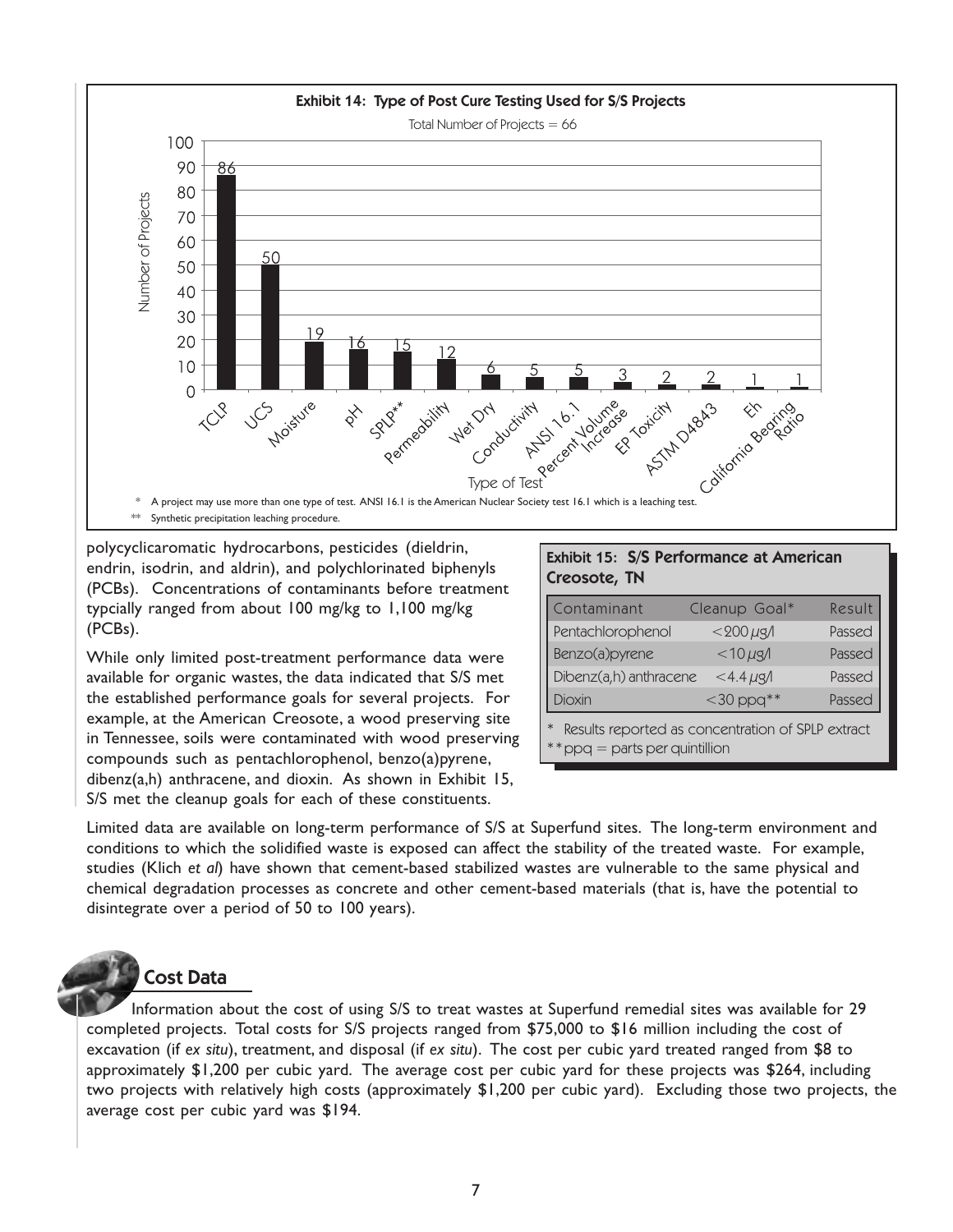**Exhibit 14: Type of Post Cure Testing Used for S/S Projects**

Total Number of Projects = 66

Number of Projects

100
90
80
70
60
50
40
30
20
10
0

86
50
19
16
15
12
6
5
5
3
2
2
1
1

TCLP
UCS
Moisture
pH
SPLP**
Permeability
Wet Dry
Conductivity
ANSI 16.1
Percent Volume Increase
EP Toxicity
ASTM D4843
Eh
California Bearing Ratio

Type of Test*

\* A project may use more than one type of test. ANSI 16.1 is the American Nuclear Society test 16.1 which is a leaching test.

\*\* Synthetic precipitation leaching procedure.

polycyclicaromatic hydrocarbons, pesticides (dieldrin, endrin, isodrin, and aldrin), and polychlorinated biphenyls (PCBs). Concentrations of contaminants before treatment typcially ranged from about 100 mg/kg to 1,100 mg/kg (PCBs).

While only limited post-treatment performance data were available for organic wastes, the data indicated that S/S met the established performance goals for several projects. For example, at the American Creosote, a wood preserving site in Tennessee, soils were contaminated with wood preserving compounds such as pentachlorophenol, benzo(a)pyrene, dibenz(a,h) anthracene, and dioxin. As shown in Exhibit 15, S/S met the cleanup goals for each of these constituents.

**Exhibit 15: S/S Performance at American Creosote, TN**

| Contaminant | Cleanup Goal* | Result |
|---|---|---|
| Pentachlorophenol | <200 µg/l | Passed |
| Benzo(a)pyrene | <10 µg/l | Passed |
| Dibenz(a,h) anthracene | <4.4 µg/l | Passed |
| Dioxin | <30 ppq** | Passed |

\* Results reported as concentration of SPLP extract

\*\* ppq = parts per quintillion

Limited data are available on long-term performance of S/S at Superfund sites. The long-term environment and conditions to which the solidified waste is exposed can affect the stability of the treated waste. For example, studies (Klich *et al*) have shown that cement-based stabilized wastes are vulnerable to the same physical and chemical degradation processes as concrete and other cement-based materials (that is, have the potential to disintegrate over a period of 50 to 100 years).

## Cost Data

Information about the cost of using S/S to treat wastes at Superfund remedial sites was available for 29 completed projects. Total costs for S/S projects ranged from $75,000 to $16 million including the cost of excavation (if *ex situ*), treatment, and disposal (if *ex situ*). The cost per cubic yard treated ranged from $8 to approximately $1,200 per cubic yard. The average cost per cubic yard for these projects was $264, including two projects with relatively high costs (approximately $1,200 per cubic yard). Excluding those two projects, the average cost per cubic yard was $194.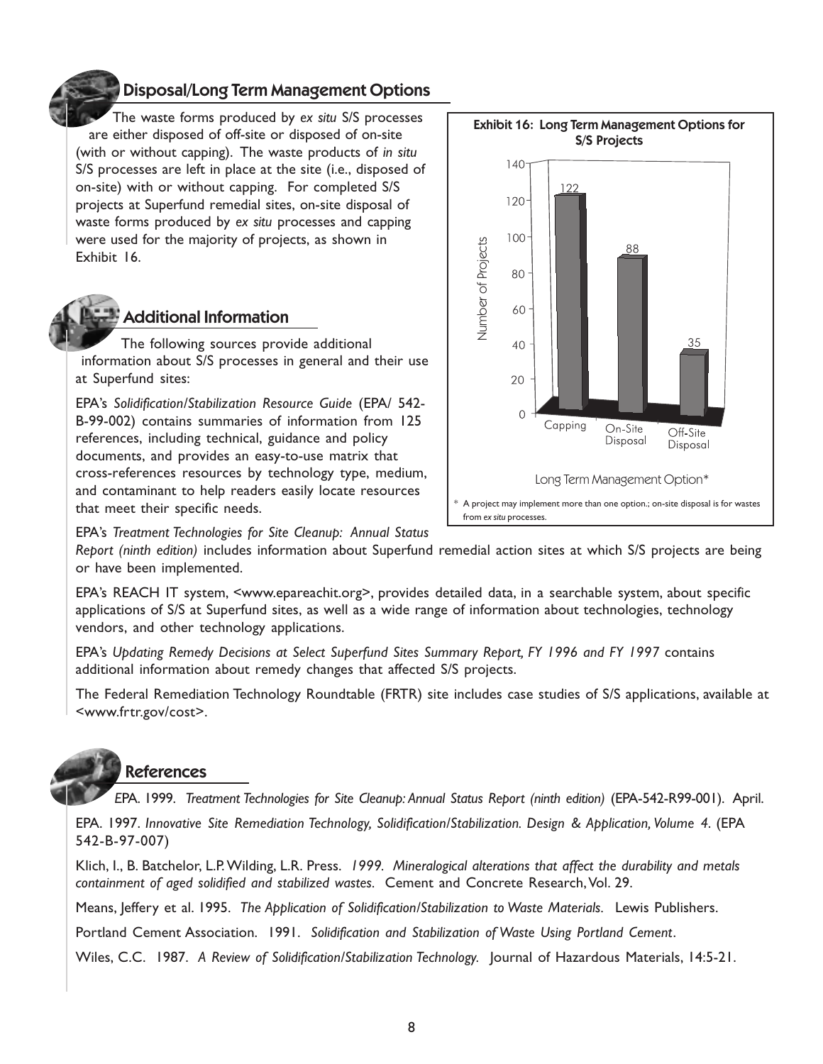## Disposal/Long Term Management Options

The waste forms produced by *ex situ* S/S processes are either disposed of off-site or disposed of on-site (with or without capping). The waste products of *in situ* S/S processes are left in place at the site (i.e., disposed of on-site) with or without capping. For completed S/S projects at Superfund remedial sites, on-site disposal of waste forms produced by *ex situ* processes and capping were used for the majority of projects, as shown in Exhibit 16.

**Exhibit 16: Long Term Management Options for S/S Projects**

Number of Projects

140
120
100
80
60
40
20
0

122
88
35

Capping
On-Site Disposal
Off-Site Disposal

Long Term Management Option*

\* A project may implement more than one option.; on-site disposal is for wastes from *ex situ* processes.

## Additional Information

The following sources provide additional information about S/S processes in general and their use at Superfund sites:

EPA's *Solidification/Stabilization Resource Guide* (EPA/ 542-B-99-002) contains summaries of information from 125 references, including technical, guidance and policy documents, and provides an easy-to-use matrix that cross-references resources by technology type, medium, and contaminant to help readers easily locate resources that meet their specific needs.

EPA's *Treatment Technologies for Site Cleanup: Annual Status Report (ninth edition)* includes information about Superfund remedial action sites at which S/S projects are being or have been implemented.

EPA's REACH IT system, <www.epareachit.org>, provides detailed data, in a searchable system, about specific applications of S/S at Superfund sites, as well as a wide range of information about technologies, technology vendors, and other technology applications.

EPA's *Updating Remedy Decisions at Select Superfund Sites Summary Report, FY 1996 and FY 1997* contains additional information about remedy changes that affected S/S projects.

The Federal Remediation Technology Roundtable (FRTR) site includes case studies of S/S applications, available at <www.frtr.gov/cost>.

## References

EPA. 1999. *Treatment Technologies for Site Cleanup: Annual Status Report (ninth edition)* (EPA-542-R99-001). April.

EPA. 1997. *Innovative Site Remediation Technology, Solidification/Stabilization. Design & Application, Volume 4.* (EPA 542-B-97-007)

Klich, I., B. Batchelor, L.P. Wilding, L.R. Press. *1999. Mineralogical alterations that affect the durability and metals containment of aged solidified and stabilized wastes.* Cement and Concrete Research, Vol. 29.

Means, Jeffery et al. 1995. *The Application of Solidification/Stabilization to Waste Materials.* Lewis Publishers.

Portland Cement Association. 1991. *Solidification and Stabilization of Waste Using Portland Cement*.

Wiles, C.C. 1987. *A Review of Solidification/Stabilization Technology.* Journal of Hazardous Materials, 14:5-21.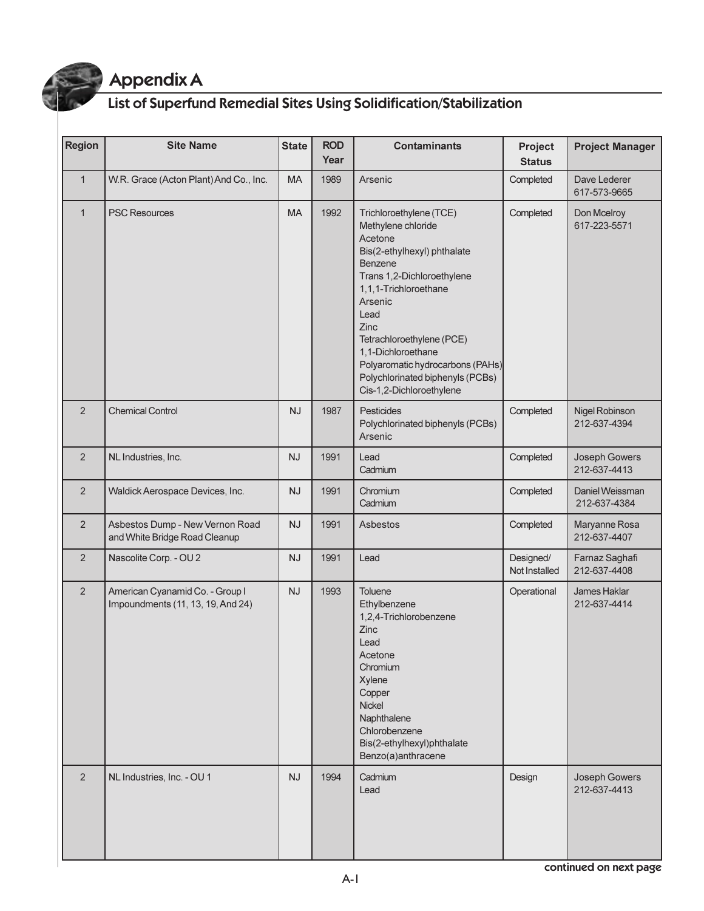# Appendix A

## List of Superfund Remedial Sites Using Solidification/Stabilization

| Region | Site Name | State | ROD Year | Contaminants | Project Status | Project Manager |
|---|---|---|---|---|---|---|
| 1 | W.R. Grace (Acton Plant) And Co., Inc. | MA | 1989 | Arsenic | Completed | Dave Lederer 617-573-9665 |
| 1 | PSC Resources | MA | 1992 | Trichloroethylene (TCE)<br>Methylene chloride<br>Acetone<br>Bis(2-ethylhexyl) phthalate<br>Benzene<br>Trans 1,2-Dichloroethylene<br>1,1,1-Trichloroethane<br>Arsenic<br>Lead<br>Zinc<br>Tetrachloroethylene (PCE)<br>1,1-Dichloroethane<br>Polyaromatic hydrocarbons (PAHs)<br>Polychlorinated biphenyls (PCBs)<br>Cis-1,2-Dichloroethylene | Completed | Don Mcelroy 617-223-5571 |
| 2 | Chemical Control | NJ | 1987 | Pesticides<br>Polychlorinated biphenyls (PCBs)<br>Arsenic | Completed | Nigel Robinson 212-637-4394 |
| 2 | NL Industries, Inc. | NJ | 1991 | Lead<br>Cadmium | Completed | Joseph Gowers 212-637-4413 |
| 2 | Waldick Aerospace Devices, Inc. | NJ | 1991 | Chromium<br>Cadmium | Completed | Daniel Weissman 212-637-4384 |
| 2 | Asbestos Dump - New Vernon Road and White Bridge Road Cleanup | NJ | 1991 | Asbestos | Completed | Maryanne Rosa 212-637-4407 |
| 2 | Nascolite Corp. - OU 2 | NJ | 1991 | Lead | Designed/ Not Installed | Farnaz Saghafi 212-637-4408 |
| 2 | American Cyanamid Co. - Group I Impoundments (11, 13, 19, And 24) | NJ | 1993 | Toluene<br>Ethylbenzene<br>1,2,4-Trichlorobenzene<br>Zinc<br>Lead<br>Acetone<br>Chromium<br>Xylene<br>Copper<br>Nickel<br>Naphthalene<br>Chlorobenzene<br>Bis(2-ethylhexyl)phthalate<br>Benzo(a)anthracene | Operational | James Haklar 212-637-4414 |
| 2 | NL Industries, Inc. - OU 1 | NJ | 1994 | Cadmium<br>Lead | Design | Joseph Gowers 212-637-4413 |

continued on next page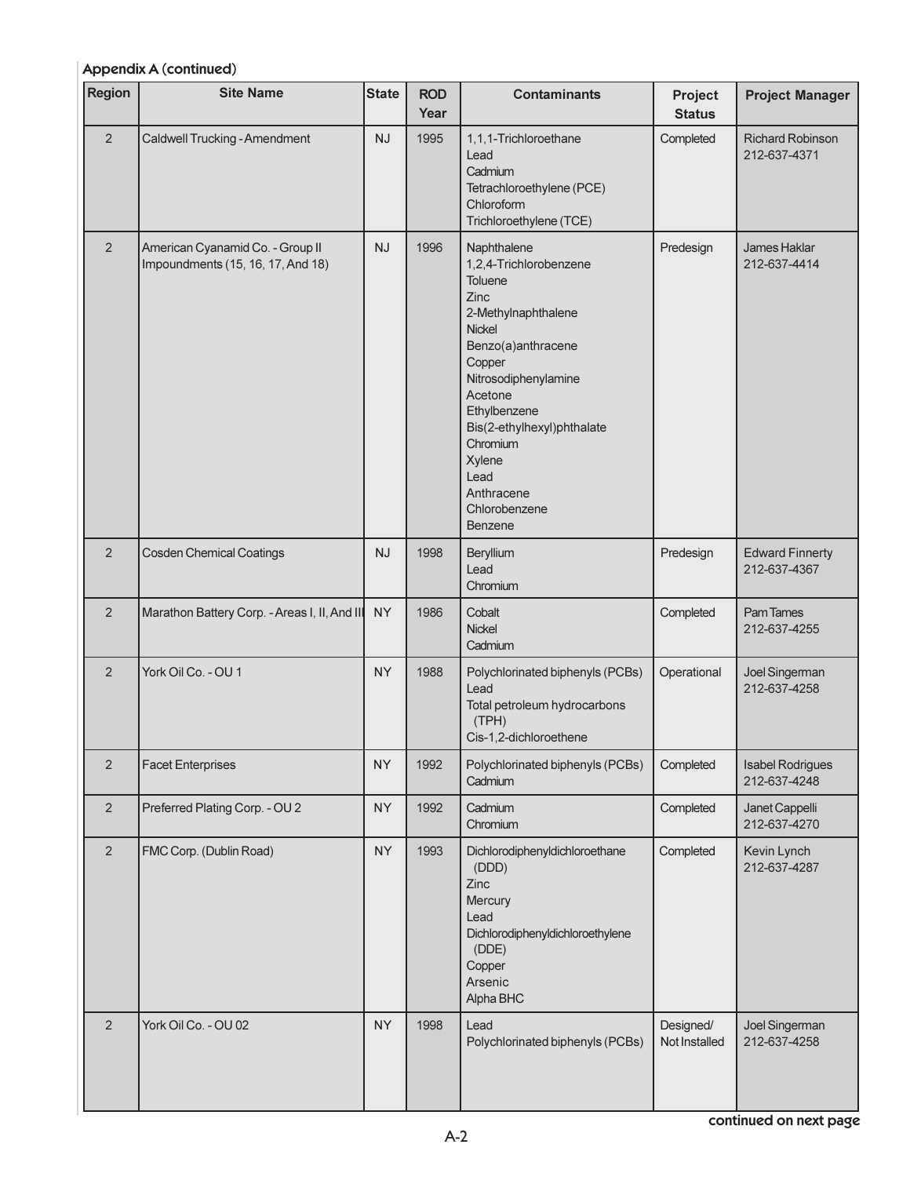Appendix A (continued)

| Region | Site Name | State | ROD Year | Contaminants | Project Status | Project Manager |
|---|---|---|---|---|---|---|
| 2 | Caldwell Trucking - Amendment | NJ | 1995 | 1,1,1-Trichloroethane<br>Lead<br>Cadmium<br>Tetrachloroethylene (PCE)<br>Chloroform<br>Trichloroethylene (TCE) | Completed | Richard Robinson<br>212-637-4371 |
| 2 | American Cyanamid Co. - Group II Impoundments (15, 16, 17, And 18) | NJ | 1996 | Naphthalene<br>1,2,4-Trichlorobenzene<br>Toluene<br>Zinc<br>2-Methylnaphthalene<br>Nickel<br>Benzo(a)anthracene<br>Copper<br>Nitrosodiphenylamine<br>Acetone<br>Ethylbenzene<br>Bis(2-ethylhexyl)phthalate<br>Chromium<br>Xylene<br>Lead<br>Anthracene<br>Chlorobenzene<br>Benzene | Predesign | James Haklar<br>212-637-4414 |
| 2 | Cosden Chemical Coatings | NJ | 1998 | Beryllium<br>Lead<br>Chromium | Predesign | Edward Finnerty<br>212-637-4367 |
| 2 | Marathon Battery Corp. - Areas I, II, And III | NY | 1986 | Cobalt<br>Nickel<br>Cadmium | Completed | Pam Tames<br>212-637-4255 |
| 2 | York Oil Co. - OU 1 | NY | 1988 | Polychlorinated biphenyls (PCBs)<br>Lead<br>Total petroleum hydrocarbons (TPH)<br>Cis-1,2-dichloroethene | Operational | Joel Singerman<br>212-637-4258 |
| 2 | Facet Enterprises | NY | 1992 | Polychlorinated biphenyls (PCBs)<br>Cadmium | Completed | Isabel Rodrigues<br>212-637-4248 |
| 2 | Preferred Plating Corp. - OU 2 | NY | 1992 | Cadmium<br>Chromium | Completed | Janet Cappelli<br>212-637-4270 |
| 2 | FMC Corp. (Dublin Road) | NY | 1993 | Dichlorodiphenyldichloroethane (DDD)<br>Zinc<br>Mercury<br>Lead<br>Dichlorodiphenyldichloroethylene (DDE)<br>Copper<br>Arsenic<br>Alpha BHC | Completed | Kevin Lynch<br>212-637-4287 |
| 2 | York Oil Co. - OU 02 | NY | 1998 | Lead<br>Polychlorinated biphenyls (PCBs) | Designed/ Not Installed | Joel Singerman<br>212-637-4258 |

continued on next page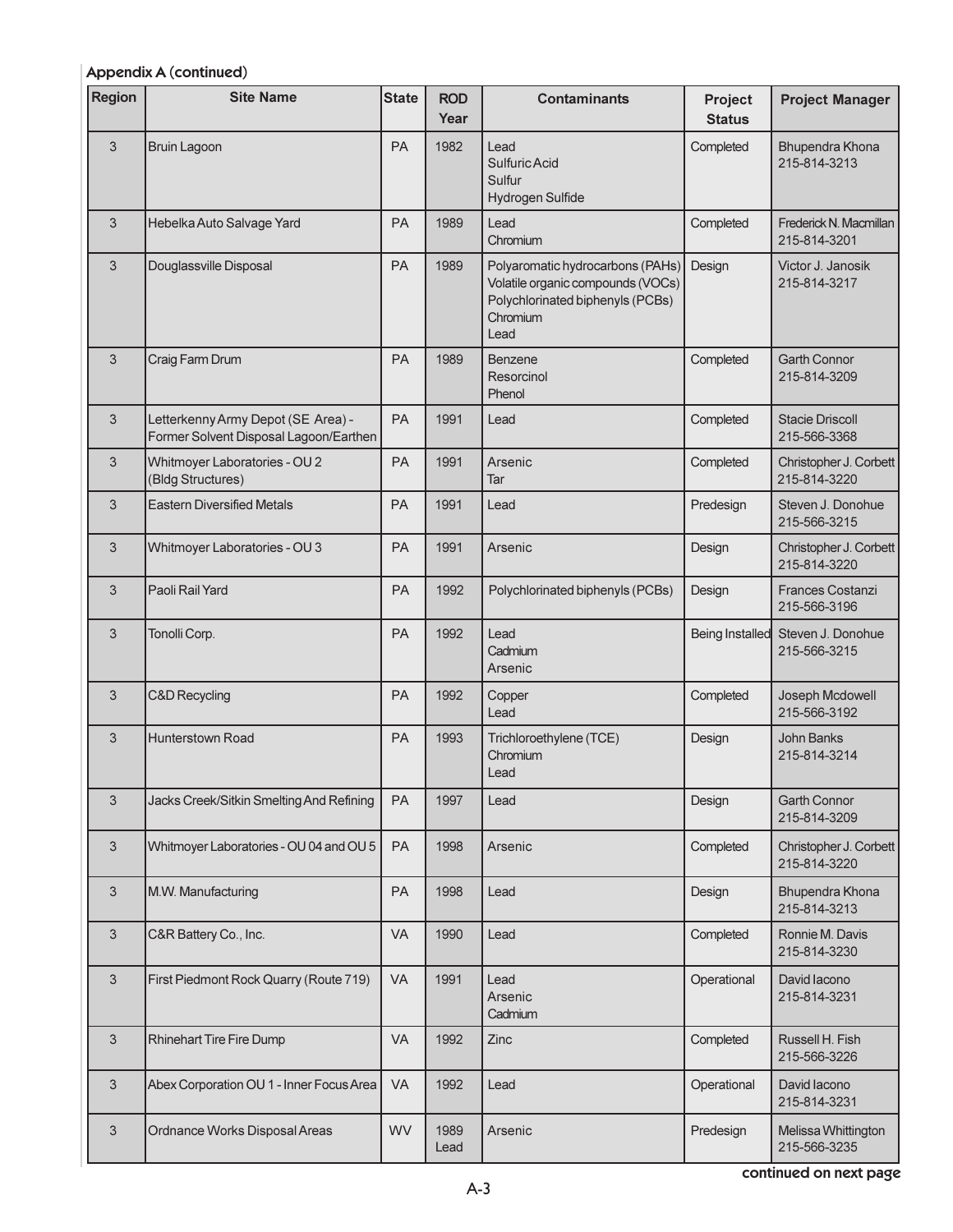Appendix A (continued)

| Region | Site Name | State | ROD Year | Contaminants | Project Status | Project Manager |
|---|---|---|---|---|---|---|
| 3 | Bruin Lagoon | PA | 1982 | Lead<br>Sulfuric Acid<br>Sulfur<br>Hydrogen Sulfide | Completed | Bhupendra Khona<br>215-814-3213 |
| 3 | Hebelka Auto Salvage Yard | PA | 1989 | Lead<br>Chromium | Completed | Frederick N. Macmillan<br>215-814-3201 |
| 3 | Douglassville Disposal | PA | 1989 | Polyaromatic hydrocarbons (PAHs)<br>Volatile organic compounds (VOCs)<br>Polychlorinated biphenyls (PCBs)<br>Chromium<br>Lead | Design | Victor J. Janosik<br>215-814-3217 |
| 3 | Craig Farm Drum | PA | 1989 | Benzene<br>Resorcinol<br>Phenol | Completed | Garth Connor<br>215-814-3209 |
| 3 | Letterkenny Army Depot (SE Area) - Former Solvent Disposal Lagoon/Earthen | PA | 1991 | Lead | Completed | Stacie Driscoll<br>215-566-3368 |
| 3 | Whitmoyer Laboratories - OU 2 (Bldg Structures) | PA | 1991 | Arsenic<br>Tar | Completed | Christopher J. Corbett<br>215-814-3220 |
| 3 | Eastern Diversified Metals | PA | 1991 | Lead | Predesign | Steven J. Donohue<br>215-566-3215 |
| 3 | Whitmoyer Laboratories - OU 3 | PA | 1991 | Arsenic | Design | Christopher J. Corbett<br>215-814-3220 |
| 3 | Paoli Rail Yard | PA | 1992 | Polychlorinated biphenyls (PCBs) | Design | Frances Costanzi<br>215-566-3196 |
| 3 | Tonolli Corp. | PA | 1992 | Lead<br>Cadmium<br>Arsenic | Being Installed | Steven J. Donohue<br>215-566-3215 |
| 3 | C&D Recycling | PA | 1992 | Copper<br>Lead | Completed | Joseph Mcdowell<br>215-566-3192 |
| 3 | Hunterstown Road | PA | 1993 | Trichloroethylene (TCE)<br>Chromium<br>Lead | Design | John Banks<br>215-814-3214 |
| 3 | Jacks Creek/Sitkin Smelting And Refining | PA | 1997 | Lead | Design | Garth Connor<br>215-814-3209 |
| 3 | Whitmoyer Laboratories - OU 04 and OU 5 | PA | 1998 | Arsenic | Completed | Christopher J. Corbett<br>215-814-3220 |
| 3 | M.W. Manufacturing | PA | 1998 | Lead | Design | Bhupendra Khona<br>215-814-3213 |
| 3 | C&R Battery Co., Inc. | VA | 1990 | Lead | Completed | Ronnie M. Davis<br>215-814-3230 |
| 3 | First Piedmont Rock Quarry (Route 719) | VA | 1991 | Lead<br>Arsenic<br>Cadmium | Operational | David Iacono<br>215-814-3231 |
| 3 | Rhinehart Tire Fire Dump | VA | 1992 | Zinc | Completed | Russell H. Fish<br>215-566-3226 |
| 3 | Abex Corporation OU 1 - Inner Focus Area | VA | 1992 | Lead | Operational | David Iacono<br>215-814-3231 |
| 3 | Ordnance Works Disposal Areas | WV | 1989<br>Lead | Arsenic | Predesign | Melissa Whittington<br>215-566-3235 |

continued on next page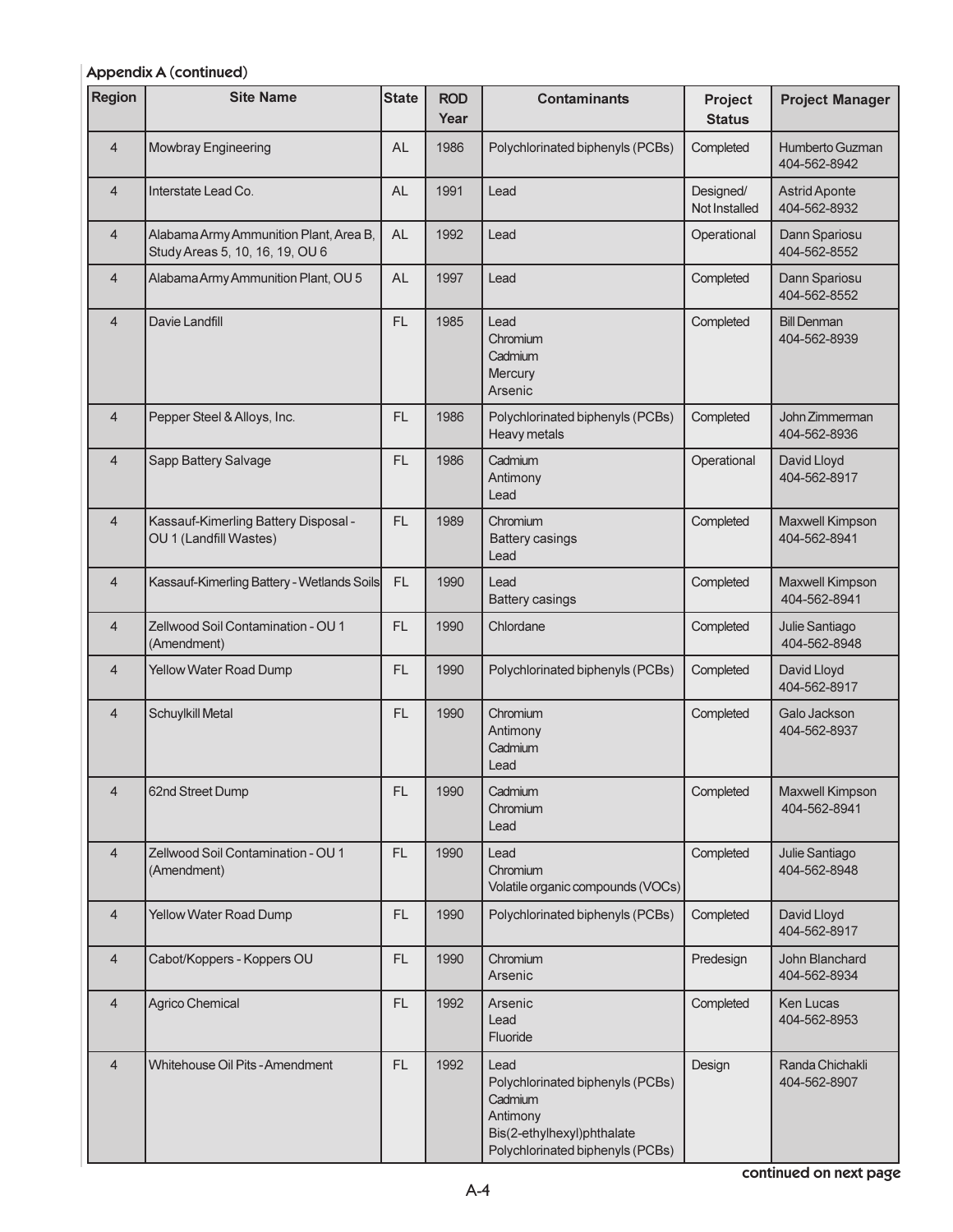Appendix A (continued)

| Region | Site Name | State | ROD Year | Contaminants | Project Status | Project Manager |
|---|---|---|---|---|---|---|
| 4 | Mowbray Engineering | AL | 1986 | Polychlorinated biphenyls (PCBs) | Completed | Humberto Guzman 404-562-8942 |
| 4 | Interstate Lead Co. | AL | 1991 | Lead | Designed/ Not Installed | Astrid Aponte 404-562-8932 |
| 4 | Alabama Army Ammunition Plant, Area B, Study Areas 5, 10, 16, 19, OU 6 | AL | 1992 | Lead | Operational | Dann Spariosu 404-562-8552 |
| 4 | Alabama Army Ammunition Plant, OU 5 | AL | 1997 | Lead | Completed | Dann Spariosu 404-562-8552 |
| 4 | Davie Landfill | FL | 1985 | Lead<br>Chromium<br>Cadmium<br>Mercury<br>Arsenic | Completed | Bill Denman 404-562-8939 |
| 4 | Pepper Steel & Alloys, Inc. | FL | 1986 | Polychlorinated biphenyls (PCBs)<br>Heavy metals | Completed | John Zimmerman 404-562-8936 |
| 4 | Sapp Battery Salvage | FL | 1986 | Cadmium<br>Antimony<br>Lead | Operational | David Lloyd 404-562-8917 |
| 4 | Kassauf-Kimerling Battery Disposal - OU 1 (Landfill Wastes) | FL | 1989 | Chromium<br>Battery casings<br>Lead | Completed | Maxwell Kimpson 404-562-8941 |
| 4 | Kassauf-Kimerling Battery - Wetlands Soils | FL | 1990 | Lead<br>Battery casings | Completed | Maxwell Kimpson 404-562-8941 |
| 4 | Zellwood Soil Contamination - OU 1 (Amendment) | FL | 1990 | Chlordane | Completed | Julie Santiago 404-562-8948 |
| 4 | Yellow Water Road Dump | FL | 1990 | Polychlorinated biphenyls (PCBs) | Completed | David Lloyd 404-562-8917 |
| 4 | Schuylkill Metal | FL | 1990 | Chromium<br>Antimony<br>Cadmium<br>Lead | Completed | Galo Jackson 404-562-8937 |
| 4 | 62nd Street Dump | FL | 1990 | Cadmium<br>Chromium<br>Lead | Completed | Maxwell Kimpson 404-562-8941 |
| 4 | Zellwood Soil Contamination - OU 1 (Amendment) | FL | 1990 | Lead<br>Chromium<br>Volatile organic compounds (VOCs) | Completed | Julie Santiago 404-562-8948 |
| 4 | Yellow Water Road Dump | FL | 1990 | Polychlorinated biphenyls (PCBs) | Completed | David Lloyd 404-562-8917 |
| 4 | Cabot/Koppers - Koppers OU | FL | 1990 | Chromium<br>Arsenic | Predesign | John Blanchard 404-562-8934 |
| 4 | Agrico Chemical | FL | 1992 | Arsenic<br>Lead<br>Fluoride | Completed | Ken Lucas 404-562-8953 |
| 4 | Whitehouse Oil Pits - Amendment | FL | 1992 | Lead<br>Polychlorinated biphenyls (PCBs)<br>Cadmium<br>Antimony<br>Bis(2-ethylhexyl)phthalate<br>Polychlorinated biphenyls (PCBs) | Design | Randa Chichakli 404-562-8907 |

continued on next page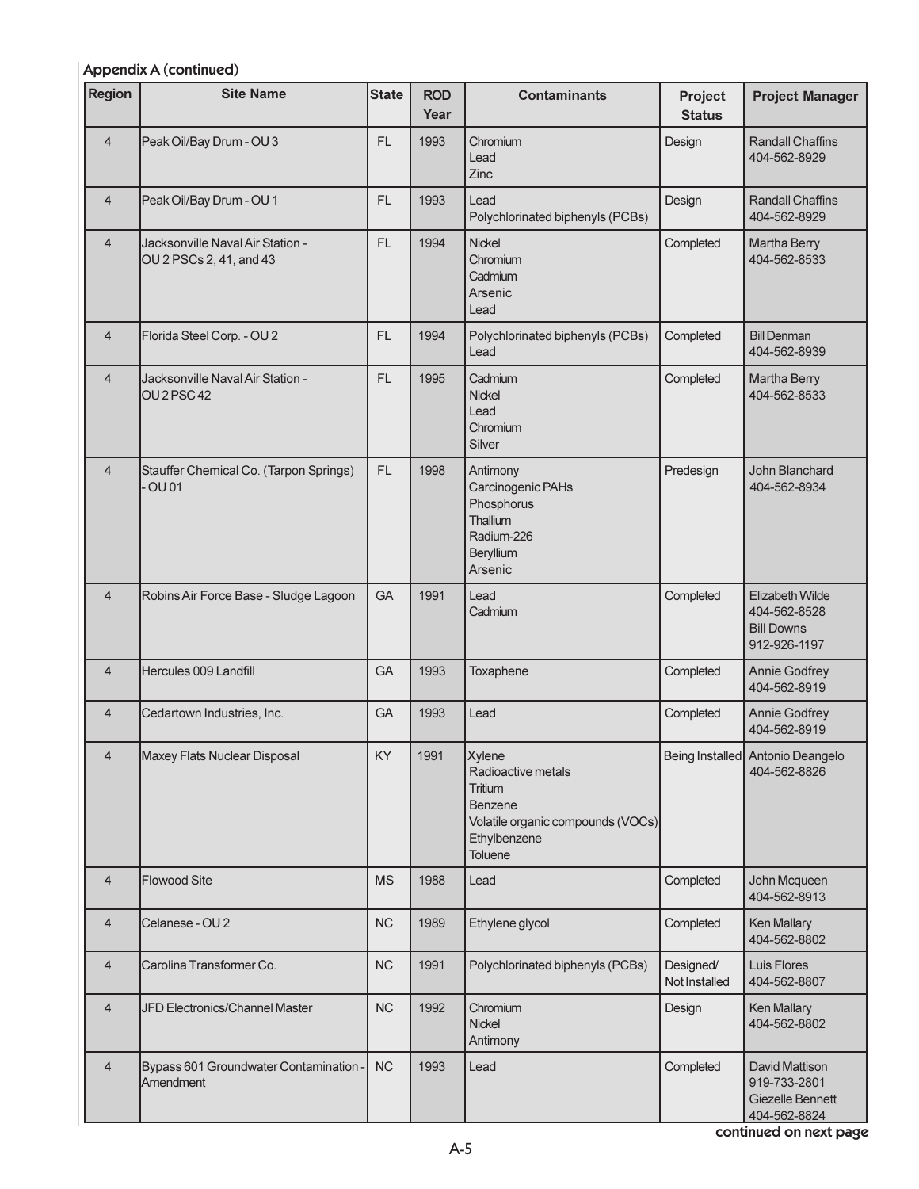Appendix A (continued)

| Region | Site Name | State | ROD Year | Contaminants | Project Status | Project Manager |
|---|---|---|---|---|---|---|
| 4 | Peak Oil/Bay Drum - OU 3 | FL | 1993 | Chromium<br>Lead<br>Zinc | Design | Randall Chaffins<br>404-562-8929 |
| 4 | Peak Oil/Bay Drum - OU 1 | FL | 1993 | Lead<br>Polychlorinated biphenyls (PCBs) | Design | Randall Chaffins<br>404-562-8929 |
| 4 | Jacksonville Naval Air Station - OU 2 PSCs 2, 41, and 43 | FL | 1994 | Nickel<br>Chromium<br>Cadmium<br>Arsenic<br>Lead | Completed | Martha Berry<br>404-562-8533 |
| 4 | Florida Steel Corp. - OU 2 | FL | 1994 | Polychlorinated biphenyls (PCBs)<br>Lead | Completed | Bill Denman<br>404-562-8939 |
| 4 | Jacksonville Naval Air Station - OU 2 PSC 42 | FL | 1995 | Cadmium<br>Nickel<br>Lead<br>Chromium<br>Silver | Completed | Martha Berry<br>404-562-8533 |
| 4 | Stauffer Chemical Co. (Tarpon Springs) - OU 01 | FL | 1998 | Antimony<br>Carcinogenic PAHs<br>Phosphorus<br>Thallium<br>Radium-226<br>Beryllium<br>Arsenic | Predesign | John Blanchard<br>404-562-8934 |
| 4 | Robins Air Force Base - Sludge Lagoon | GA | 1991 | Lead<br>Cadmium | Completed | Elizabeth Wilde<br>404-562-8528<br>Bill Downs<br>912-926-1197 |
| 4 | Hercules 009 Landfill | GA | 1993 | Toxaphene | Completed | Annie Godfrey<br>404-562-8919 |
| 4 | Cedartown Industries, Inc. | GA | 1993 | Lead | Completed | Annie Godfrey<br>404-562-8919 |
| 4 | Maxey Flats Nuclear Disposal | KY | 1991 | Xylene<br>Radioactive metals<br>Tritium<br>Benzene<br>Volatile organic compounds (VOCs)<br>Ethylbenzene<br>Toluene | Being Installed | Antonio Deangelo<br>404-562-8826 |
| 4 | Flowood Site | MS | 1988 | Lead | Completed | John Mcqueen<br>404-562-8913 |
| 4 | Celanese - OU 2 | NC | 1989 | Ethylene glycol | Completed | Ken Mallary<br>404-562-8802 |
| 4 | Carolina Transformer Co. | NC | 1991 | Polychlorinated biphenyls (PCBs) | Designed/ Not Installed | Luis Flores<br>404-562-8807 |
| 4 | JFD Electronics/Channel Master | NC | 1992 | Chromium<br>Nickel<br>Antimony | Design | Ken Mallary<br>404-562-8802 |
| 4 | Bypass 601 Groundwater Contamination - Amendment | NC | 1993 | Lead | Completed | David Mattison<br>919-733-2801<br>Giezelle Bennett<br>404-562-8824 |

**continued on next page**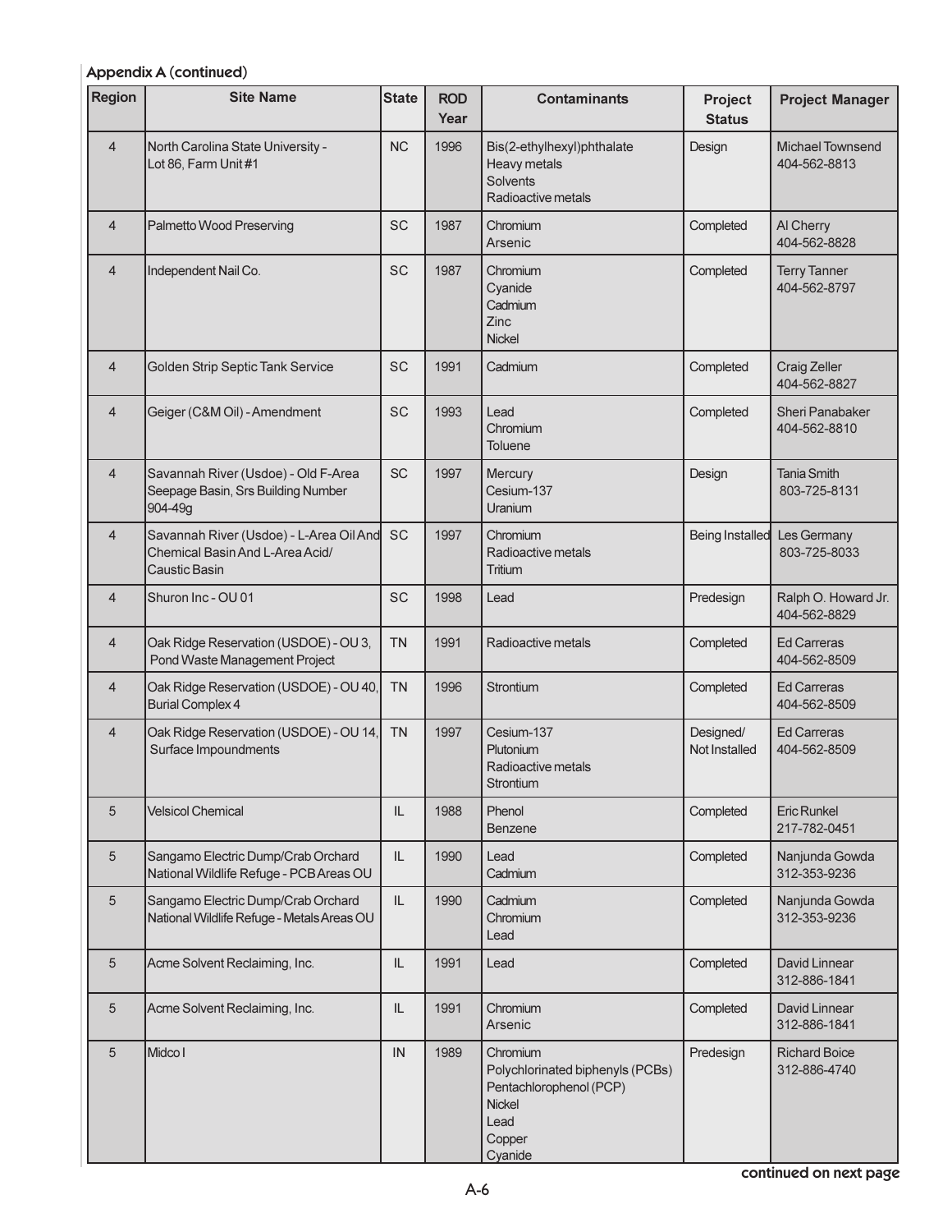Appendix A (continued)

| Region | Site Name | State | ROD Year | Contaminants | Project Status | Project Manager |
|---|---|---|---|---|---|---|
| 4 | North Carolina State University - Lot 86, Farm Unit #1 | NC | 1996 | Bis(2-ethylhexyl)phthalate<br>Heavy metals<br>Solvents<br>Radioactive metals | Design | Michael Townsend<br>404-562-8813 |
| 4 | Palmetto Wood Preserving | SC | 1987 | Chromium<br>Arsenic | Completed | Al Cherry<br>404-562-8828 |
| 4 | Independent Nail Co. | SC | 1987 | Chromium<br>Cyanide<br>Cadmium<br>Zinc<br>Nickel | Completed | Terry Tanner<br>404-562-8797 |
| 4 | Golden Strip Septic Tank Service | SC | 1991 | Cadmium | Completed | Craig Zeller<br>404-562-8827 |
| 4 | Geiger (C&M Oil) - Amendment | SC | 1993 | Lead<br>Chromium<br>Toluene | Completed | Sheri Panabaker<br>404-562-8810 |
| 4 | Savannah River (Usdoe) - Old F-Area Seepage Basin, Srs Building Number 904-49g | SC | 1997 | Mercury<br>Cesium-137<br>Uranium | Design | Tania Smith<br>803-725-8131 |
| 4 | Savannah River (Usdoe) - L-Area Oil And Chemical Basin And L-Area Acid/ Caustic Basin | SC | 1997 | Chromium<br>Radioactive metals<br>Tritium | Being Installed | Les Germany<br>803-725-8033 |
| 4 | Shuron Inc - OU 01 | SC | 1998 | Lead | Predesign | Ralph O. Howard Jr.<br>404-562-8829 |
| 4 | Oak Ridge Reservation (USDOE) - OU 3, Pond Waste Management Project | TN | 1991 | Radioactive metals | Completed | Ed Carreras<br>404-562-8509 |
| 4 | Oak Ridge Reservation (USDOE) - OU 40, Burial Complex 4 | TN | 1996 | Strontium | Completed | Ed Carreras<br>404-562-8509 |
| 4 | Oak Ridge Reservation (USDOE) - OU 14, Surface Impoundments | TN | 1997 | Cesium-137<br>Plutonium<br>Radioactive metals<br>Strontium | Designed/ Not Installed | Ed Carreras<br>404-562-8509 |
| 5 | Velsicol Chemical | IL | 1988 | Phenol<br>Benzene | Completed | Eric Runkel<br>217-782-0451 |
| 5 | Sangamo Electric Dump/Crab Orchard National Wildlife Refuge - PCB Areas OU | IL | 1990 | Lead<br>Cadmium | Completed | Nanjunda Gowda<br>312-353-9236 |
| 5 | Sangamo Electric Dump/Crab Orchard National Wildlife Refuge - Metals Areas OU | IL | 1990 | Cadmium<br>Chromium<br>Lead | Completed | Nanjunda Gowda<br>312-353-9236 |
| 5 | Acme Solvent Reclaiming, Inc. | IL | 1991 | Lead | Completed | David Linnear<br>312-886-1841 |
| 5 | Acme Solvent Reclaiming, Inc. | IL | 1991 | Chromium<br>Arsenic | Completed | David Linnear<br>312-886-1841 |
| 5 | Midco I | IN | 1989 | Chromium<br>Polychlorinated biphenyls (PCBs)<br>Pentachlorophenol (PCP)<br>Nickel<br>Lead<br>Copper<br>Cyanide | Predesign | Richard Boice<br>312-886-4740 |

continued on next page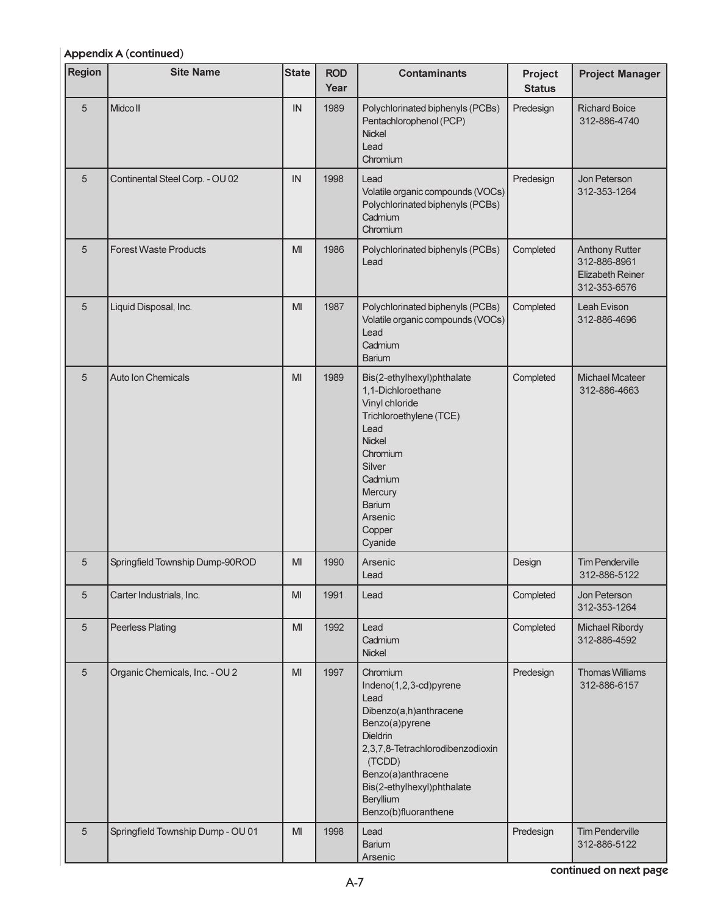Appendix A (continued)

| Region | Site Name | State | ROD Year | Contaminants | Project Status | Project Manager |
|---|---|---|---|---|---|---|
| 5 | Midco II | IN | 1989 | Polychlorinated biphenyls (PCBs)<br>Pentachlorophenol (PCP)<br>Nickel<br>Lead<br>Chromium | Predesign | Richard Boice<br>312-886-4740 |
| 5 | Continental Steel Corp. - OU 02 | IN | 1998 | Lead<br>Volatile organic compounds (VOCs)<br>Polychlorinated biphenyls (PCBs)<br>Cadmium<br>Chromium | Predesign | Jon Peterson<br>312-353-1264 |
| 5 | Forest Waste Products | MI | 1986 | Polychlorinated biphenyls (PCBs)<br>Lead | Completed | Anthony Rutter<br>312-886-8961<br>Elizabeth Reiner<br>312-353-6576 |
| 5 | Liquid Disposal, Inc. | MI | 1987 | Polychlorinated biphenyls (PCBs)<br>Volatile organic compounds (VOCs)<br>Lead<br>Cadmium<br>Barium | Completed | Leah Evison<br>312-886-4696 |
| 5 | Auto Ion Chemicals | MI | 1989 | Bis(2-ethylhexyl)phthalate<br>1,1-Dichloroethane<br>Vinyl chloride<br>Trichloroethylene (TCE)<br>Lead<br>Nickel<br>Chromium<br>Silver<br>Cadmium<br>Mercury<br>Barium<br>Arsenic<br>Copper<br>Cyanide | Completed | Michael Mcateer<br>312-886-4663 |
| 5 | Springfield Township Dump-90ROD | MI | 1990 | Arsenic<br>Lead | Design | Tim Penderville<br>312-886-5122 |
| 5 | Carter Industrials, Inc. | MI | 1991 | Lead | Completed | Jon Peterson<br>312-353-1264 |
| 5 | Peerless Plating | MI | 1992 | Lead<br>Cadmium<br>Nickel | Completed | Michael Ribordy<br>312-886-4592 |
| 5 | Organic Chemicals, Inc. - OU 2 | MI | 1997 | Chromium<br>Indeno(1,2,3-cd)pyrene<br>Lead<br>Dibenzo(a,h)anthracene<br>Benzo(a)pyrene<br>Dieldrin<br>2,3,7,8-Tetrachlorodibenzodioxin (TCDD)<br>Benzo(a)anthracene<br>Bis(2-ethylhexyl)phthalate<br>Beryllium<br>Benzo(b)fluoranthene | Predesign | Thomas Williams<br>312-886-6157 |
| 5 | Springfield Township Dump - OU 01 | MI | 1998 | Lead<br>Barium<br>Arsenic | Predesign | Tim Penderville<br>312-886-5122 |

continued on next page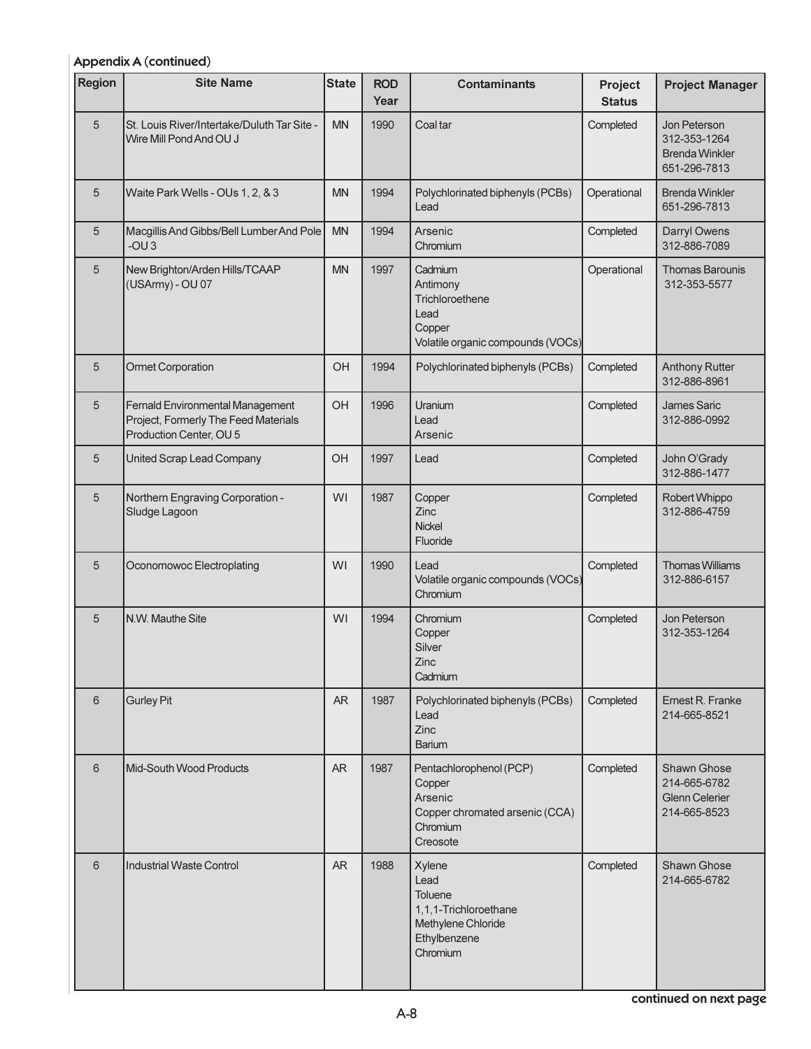Appendix A (continued)

| Region | Site Name | State | ROD Year | Contaminants | Project Status | Project Manager |
|---|---|---|---|---|---|---|
| 5 | St. Louis River/Intertake/Duluth Tar Site - Wire Mill Pond And OU J | MN | 1990 | Coal tar | Completed | Jon Peterson 312-353-1264 Brenda Winkler 651-296-7813 |
| 5 | Waite Park Wells - OUs 1, 2, & 3 | MN | 1994 | Polychlorinated biphenyls (PCBs) Lead | Operational | Brenda Winkler 651-296-7813 |
| 5 | Macgillis And Gibbs/Bell Lumber And Pole -OU 3 | MN | 1994 | Arsenic Chromium | Completed | Darryl Owens 312-886-7089 |
| 5 | New Brighton/Arden Hills/TCAAP (USArmy) - OU 07 | MN | 1997 | Cadmium Antimony Trichloroethene Lead Copper Volatile organic compounds (VOCs) | Operational | Thomas Barounis 312-353-5577 |
| 5 | Ormet Corporation | OH | 1994 | Polychlorinated biphenyls (PCBs) | Completed | Anthony Rutter 312-886-8961 |
| 5 | Fernald Environmental Management Project, Formerly The Feed Materials Production Center, OU 5 | OH | 1996 | Uranium Lead Arsenic | Completed | James Saric 312-886-0992 |
| 5 | United Scrap Lead Company | OH | 1997 | Lead | Completed | John O'Grady 312-886-1477 |
| 5 | Northern Engraving Corporation - Sludge Lagoon | WI | 1987 | Copper Zinc Nickel Fluoride | Completed | Robert Whippo 312-886-4759 |
| 5 | Oconomowoc Electroplating | WI | 1990 | Lead Volatile organic compounds (VOCs) Chromium | Completed | Thomas Williams 312-886-6157 |
| 5 | N.W. Mauthe Site | WI | 1994 | Chromium Copper Silver Zinc Cadmium | Completed | Jon Peterson 312-353-1264 |
| 6 | Gurley Pit | AR | 1987 | Polychlorinated biphenyls (PCBs) Lead Zinc Barium | Completed | Ernest R. Franke 214-665-8521 |
| 6 | Mid-South Wood Products | AR | 1987 | Pentachlorophenol (PCP) Copper Arsenic Copper chromated arsenic (CCA) Chromium Creosote | Completed | Shawn Ghose 214-665-6782 Glenn Celerier 214-665-8523 |
| 6 | Industrial Waste Control | AR | 1988 | Xylene Lead Toluene 1,1,1-Trichloroethane Methylene Chloride Ethylbenzene Chromium | Completed | Shawn Ghose 214-665-6782 |

continued on next page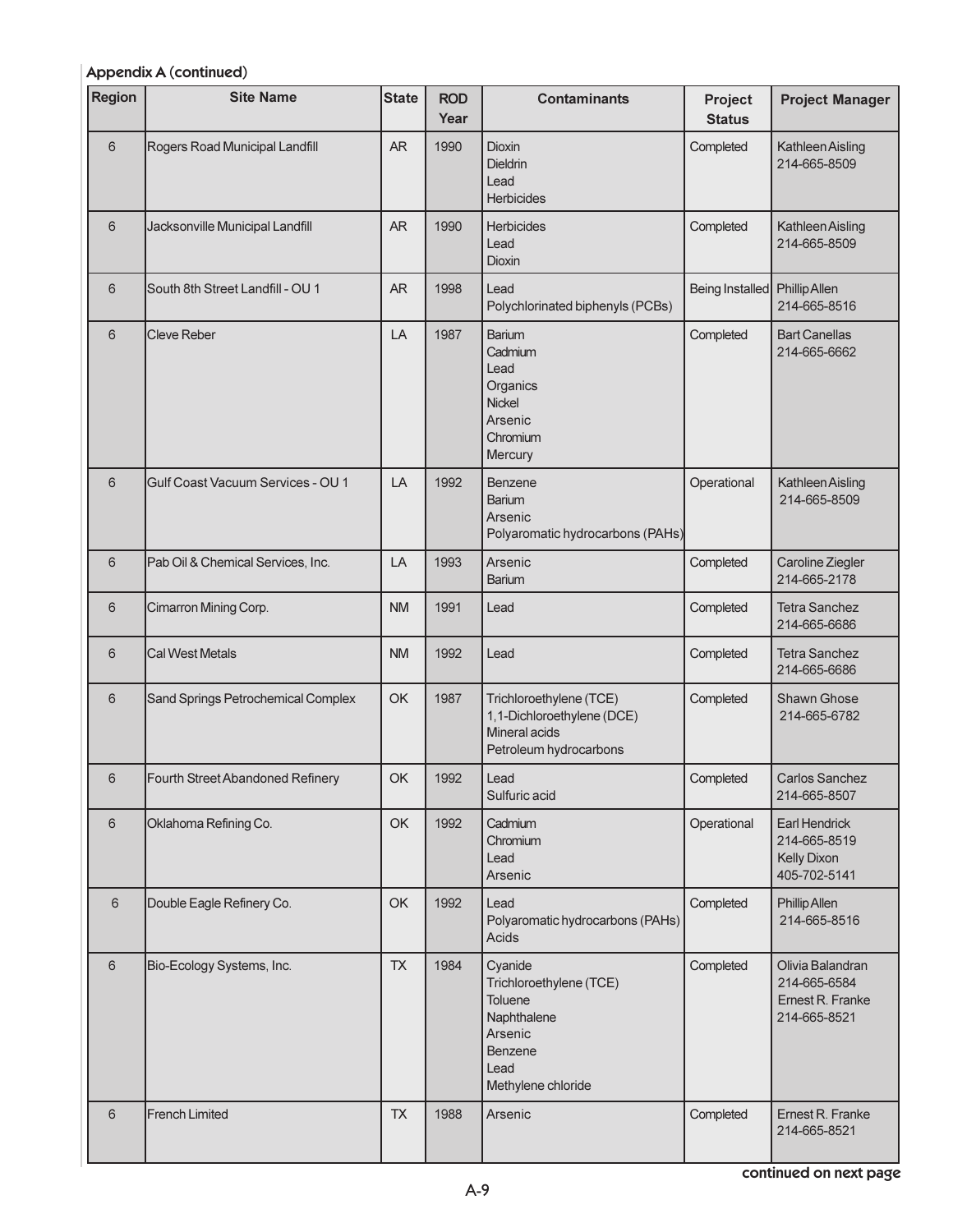Appendix A (continued)

| Region | Site Name | State | ROD Year | Contaminants | Project Status | Project Manager |
|---|---|---|---|---|---|---|
| 6 | Rogers Road Municipal Landfill | AR | 1990 | Dioxin<br>Dieldrin<br>Lead<br>Herbicides | Completed | Kathleen Aisling<br>214-665-8509 |
| 6 | Jacksonville Municipal Landfill | AR | 1990 | Herbicides<br>Lead<br>Dioxin | Completed | Kathleen Aisling<br>214-665-8509 |
| 6 | South 8th Street Landfill - OU 1 | AR | 1998 | Lead<br>Polychlorinated biphenyls (PCBs) | Being Installed | Phillip Allen<br>214-665-8516 |
| 6 | Cleve Reber | LA | 1987 | Barium<br>Cadmium<br>Lead<br>Organics<br>Nickel<br>Arsenic<br>Chromium<br>Mercury | Completed | Bart Canellas<br>214-665-6662 |
| 6 | Gulf Coast Vacuum Services - OU 1 | LA | 1992 | Benzene<br>Barium<br>Arsenic<br>Polyaromatic hydrocarbons (PAHs) | Operational | Kathleen Aisling<br>214-665-8509 |
| 6 | Pab Oil & Chemical Services, Inc. | LA | 1993 | Arsenic<br>Barium | Completed | Caroline Ziegler<br>214-665-2178 |
| 6 | Cimarron Mining Corp. | NM | 1991 | Lead | Completed | Tetra Sanchez<br>214-665-6686 |
| 6 | Cal West Metals | NM | 1992 | Lead | Completed | Tetra Sanchez<br>214-665-6686 |
| 6 | Sand Springs Petrochemical Complex | OK | 1987 | Trichloroethylene (TCE)<br>1,1-Dichloroethylene (DCE)<br>Mineral acids<br>Petroleum hydrocarbons | Completed | Shawn Ghose<br>214-665-6782 |
| 6 | Fourth Street Abandoned Refinery | OK | 1992 | Lead<br>Sulfuric acid | Completed | Carlos Sanchez<br>214-665-8507 |
| 6 | Oklahoma Refining Co. | OK | 1992 | Cadmium<br>Chromium<br>Lead<br>Arsenic | Operational | Earl Hendrick<br>214-665-8519<br>Kelly Dixon<br>405-702-5141 |
| 6 | Double Eagle Refinery Co. | OK | 1992 | Lead<br>Polyaromatic hydrocarbons (PAHs)<br>Acids | Completed | Phillip Allen<br>214-665-8516 |
| 6 | Bio-Ecology Systems, Inc. | TX | 1984 | Cyanide<br>Trichloroethylene (TCE)<br>Toluene<br>Naphthalene<br>Arsenic<br>Benzene<br>Lead<br>Methylene chloride | Completed | Olivia Balandran<br>214-665-6584<br>Ernest R. Franke<br>214-665-8521 |
| 6 | French Limited | TX | 1988 | Arsenic | Completed | Ernest R. Franke<br>214-665-8521 |

continued on next page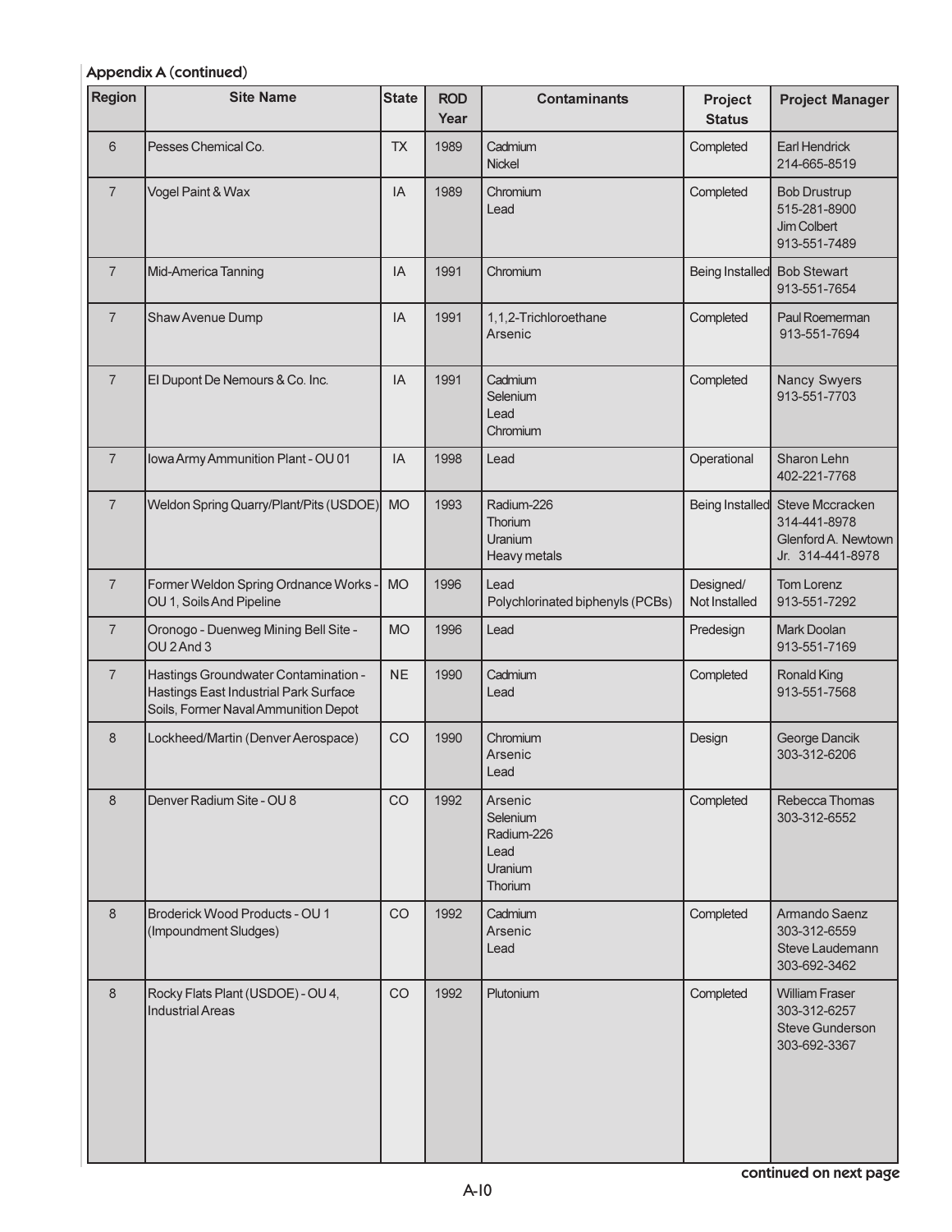Appendix A (continued)

| Region | Site Name | State | ROD Year | Contaminants | Project Status | Project Manager |
|---|---|---|---|---|---|---|
| 6 | Pesses Chemical Co. | TX | 1989 | Cadmium<br>Nickel | Completed | Earl Hendrick<br>214-665-8519 |
| 7 | Vogel Paint & Wax | IA | 1989 | Chromium<br>Lead | Completed | Bob Drustrup<br>515-281-8900<br>Jim Colbert<br>913-551-7489 |
| 7 | Mid-America Tanning | IA | 1991 | Chromium | Being Installed | Bob Stewart<br>913-551-7654 |
| 7 | Shaw Avenue Dump | IA | 1991 | 1,1,2-Trichloroethane<br>Arsenic | Completed | Paul Roemerman<br>913-551-7694 |
| 7 | EI Dupont De Nemours & Co. Inc. | IA | 1991 | Cadmium<br>Selenium<br>Lead<br>Chromium | Completed | Nancy Swyers<br>913-551-7703 |
| 7 | Iowa Army Ammunition Plant - OU 01 | IA | 1998 | Lead | Operational | Sharon Lehn<br>402-221-7768 |
| 7 | Weldon Spring Quarry/Plant/Pits (USDOE) | MO | 1993 | Radium-226<br>Thorium<br>Uranium<br>Heavy metals | Being Installed | Steve Mccracken<br>314-441-8978<br>Glenford A. Newtown Jr. 314-441-8978 |
| 7 | Former Weldon Spring Ordnance Works - OU 1, Soils And Pipeline | MO | 1996 | Lead<br>Polychlorinated biphenyls (PCBs) | Designed/ Not Installed | Tom Lorenz<br>913-551-7292 |
| 7 | Oronogo - Duenweg Mining Bell Site - OU 2 And 3 | MO | 1996 | Lead | Predesign | Mark Doolan<br>913-551-7169 |
| 7 | Hastings Groundwater Contamination - Hastings East Industrial Park Surface Soils, Former Naval Ammunition Depot | NE | 1990 | Cadmium<br>Lead | Completed | Ronald King<br>913-551-7568 |
| 8 | Lockheed/Martin (Denver Aerospace) | CO | 1990 | Chromium<br>Arsenic<br>Lead | Design | George Dancik<br>303-312-6206 |
| 8 | Denver Radium Site - OU 8 | CO | 1992 | Arsenic<br>Selenium<br>Radium-226<br>Lead<br>Uranium<br>Thorium | Completed | Rebecca Thomas<br>303-312-6552 |
| 8 | Broderick Wood Products - OU 1 (Impoundment Sludges) | CO | 1992 | Cadmium<br>Arsenic<br>Lead | Completed | Armando Saenz<br>303-312-6559<br>Steve Laudemann<br>303-692-3462 |
| 8 | Rocky Flats Plant (USDOE) - OU 4, Industrial Areas | CO | 1992 | Plutonium | Completed | William Fraser<br>303-312-6257<br>Steve Gunderson<br>303-692-3367 |

continued on next page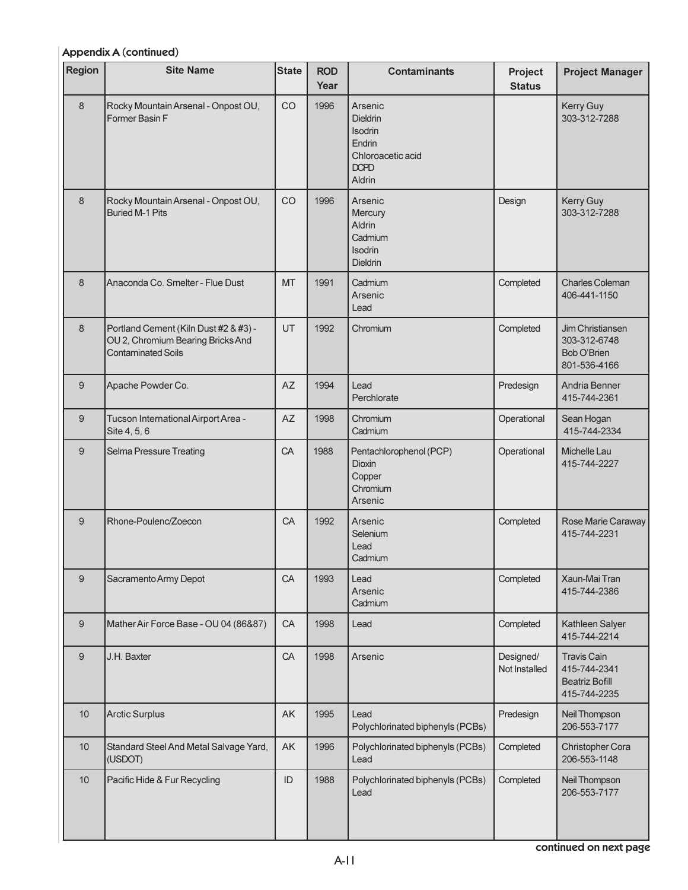Appendix A (continued)

| Region | Site Name | State | ROD Year | Contaminants | Project Status | Project Manager |
|---|---|---|---|---|---|---|
| 8 | Rocky Mountain Arsenal - Onpost OU, Former Basin F | CO | 1996 | Arsenic<br>Dieldrin<br>Isodrin<br>Endrin<br>Chloroacetic acid<br>DCPD<br>Aldrin | | Kerry Guy<br>303-312-7288 |
| 8 | Rocky Mountain Arsenal - Onpost OU, Buried M-1 Pits | CO | 1996 | Arsenic<br>Mercury<br>Aldrin<br>Cadmium<br>Isodrin<br>Dieldrin | Design | Kerry Guy<br>303-312-7288 |
| 8 | Anaconda Co. Smelter - Flue Dust | MT | 1991 | Cadmium<br>Arsenic<br>Lead | Completed | Charles Coleman<br>406-441-1150 |
| 8 | Portland Cement (Kiln Dust #2 & #3) - OU 2, Chromium Bearing Bricks And Contaminated Soils | UT | 1992 | Chromium | Completed | Jim Christiansen<br>303-312-6748<br>Bob O'Brien<br>801-536-4166 |
| 9 | Apache Powder Co. | AZ | 1994 | Lead<br>Perchlorate | Predesign | Andria Benner<br>415-744-2361 |
| 9 | Tucson International Airport Area - Site 4, 5, 6 | AZ | 1998 | Chromium<br>Cadmium | Operational | Sean Hogan<br>415-744-2334 |
| 9 | Selma Pressure Treating | CA | 1988 | Pentachlorophenol (PCP)<br>Dioxin<br>Copper<br>Chromium<br>Arsenic | Operational | Michelle Lau<br>415-744-2227 |
| 9 | Rhone-Poulenc/Zoecon | CA | 1992 | Arsenic<br>Selenium<br>Lead<br>Cadmium | Completed | Rose Marie Caraway<br>415-744-2231 |
| 9 | Sacramento Army Depot | CA | 1993 | Lead<br>Arsenic<br>Cadmium | Completed | Xaun-Mai Tran<br>415-744-2386 |
| 9 | Mather Air Force Base - OU 04 (86&87) | CA | 1998 | Lead | Completed | Kathleen Salyer<br>415-744-2214 |
| 9 | J.H. Baxter | CA | 1998 | Arsenic | Designed/ Not Installed | Travis Cain<br>415-744-2341<br>Beatriz Bofill<br>415-744-2235 |
| 10 | Arctic Surplus | AK | 1995 | Lead<br>Polychlorinated biphenyls (PCBs) | Predesign | Neil Thompson<br>206-553-7177 |
| 10 | Standard Steel And Metal Salvage Yard, (USDOT) | AK | 1996 | Polychlorinated biphenyls (PCBs)<br>Lead | Completed | Christopher Cora<br>206-553-1148 |
| 10 | Pacific Hide & Fur Recycling | ID | 1988 | Polychlorinated biphenyls (PCBs)<br>Lead | Completed | Neil Thompson<br>206-553-7177 |

continued on next page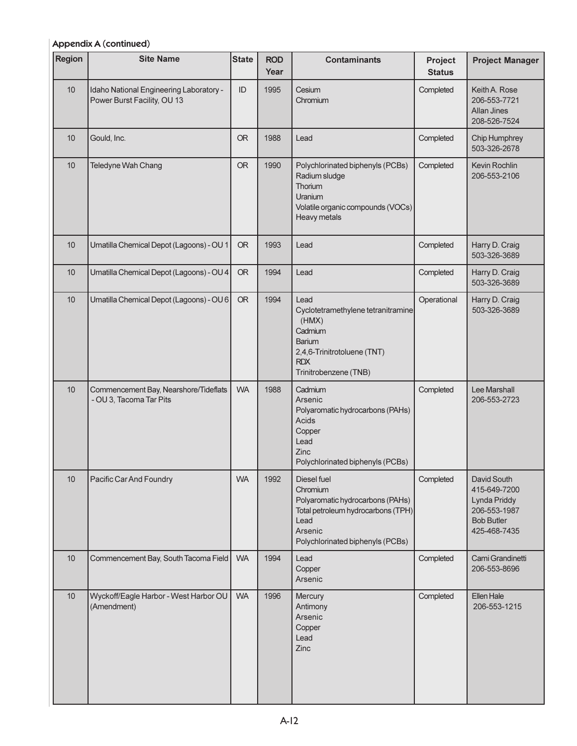Appendix A (continued)

| Region | Site Name | State | ROD Year | Contaminants | Project Status | Project Manager |
|---|---|---|---|---|---|---|
| 10 | Idaho National Engineering Laboratory - Power Burst Facility, OU 13 | ID | 1995 | Cesium<br>Chromium | Completed | Keith A. Rose<br>206-553-7721<br>Allan Jines<br>208-526-7524 |
| 10 | Gould, Inc. | OR | 1988 | Lead | Completed | Chip Humphrey<br>503-326-2678 |
| 10 | Teledyne Wah Chang | OR | 1990 | Polychlorinated biphenyls (PCBs)<br>Radium sludge<br>Thorium<br>Uranium<br>Volatile organic compounds (VOCs)<br>Heavy metals | Completed | Kevin Rochlin<br>206-553-2106 |
| 10 | Umatilla Chemical Depot (Lagoons) - OU 1 | OR | 1993 | Lead | Completed | Harry D. Craig<br>503-326-3689 |
| 10 | Umatilla Chemical Depot (Lagoons) - OU 4 | OR | 1994 | Lead | Completed | Harry D. Craig<br>503-326-3689 |
| 10 | Umatilla Chemical Depot (Lagoons) - OU 6 | OR | 1994 | Lead<br>Cyclotetramethylene tetranitramine (HMX)<br>Cadmium<br>Barium<br>2,4,6-Trinitrotoluene (TNT)<br>RDX<br>Trinitrobenzene (TNB) | Operational | Harry D. Craig<br>503-326-3689 |
| 10 | Commencement Bay, Nearshore/Tideflats - OU 3, Tacoma Tar Pits | WA | 1988 | Cadmium<br>Arsenic<br>Polyaromatic hydrocarbons (PAHs)<br>Acids<br>Copper<br>Lead<br>Zinc<br>Polychlorinated biphenyls (PCBs) | Completed | Lee Marshall<br>206-553-2723 |
| 10 | Pacific Car And Foundry | WA | 1992 | Diesel fuel<br>Chromium<br>Polyaromatic hydrocarbons (PAHs)<br>Total petroleum hydrocarbons (TPH)<br>Lead<br>Arsenic<br>Polychlorinated biphenyls (PCBs) | Completed | David South<br>415-649-7200<br>Lynda Priddy<br>206-553-1987<br>Bob Butler<br>425-468-7435 |
| 10 | Commencement Bay, South Tacoma Field | WA | 1994 | Lead<br>Copper<br>Arsenic | Completed | Cami Grandinetti<br>206-553-8696 |
| 10 | Wyckoff/Eagle Harbor - West Harbor OU (Amendment) | WA | 1996 | Mercury<br>Antimony<br>Arsenic<br>Copper<br>Lead<br>Zinc | Completed | Ellen Hale<br>206-553-1215 |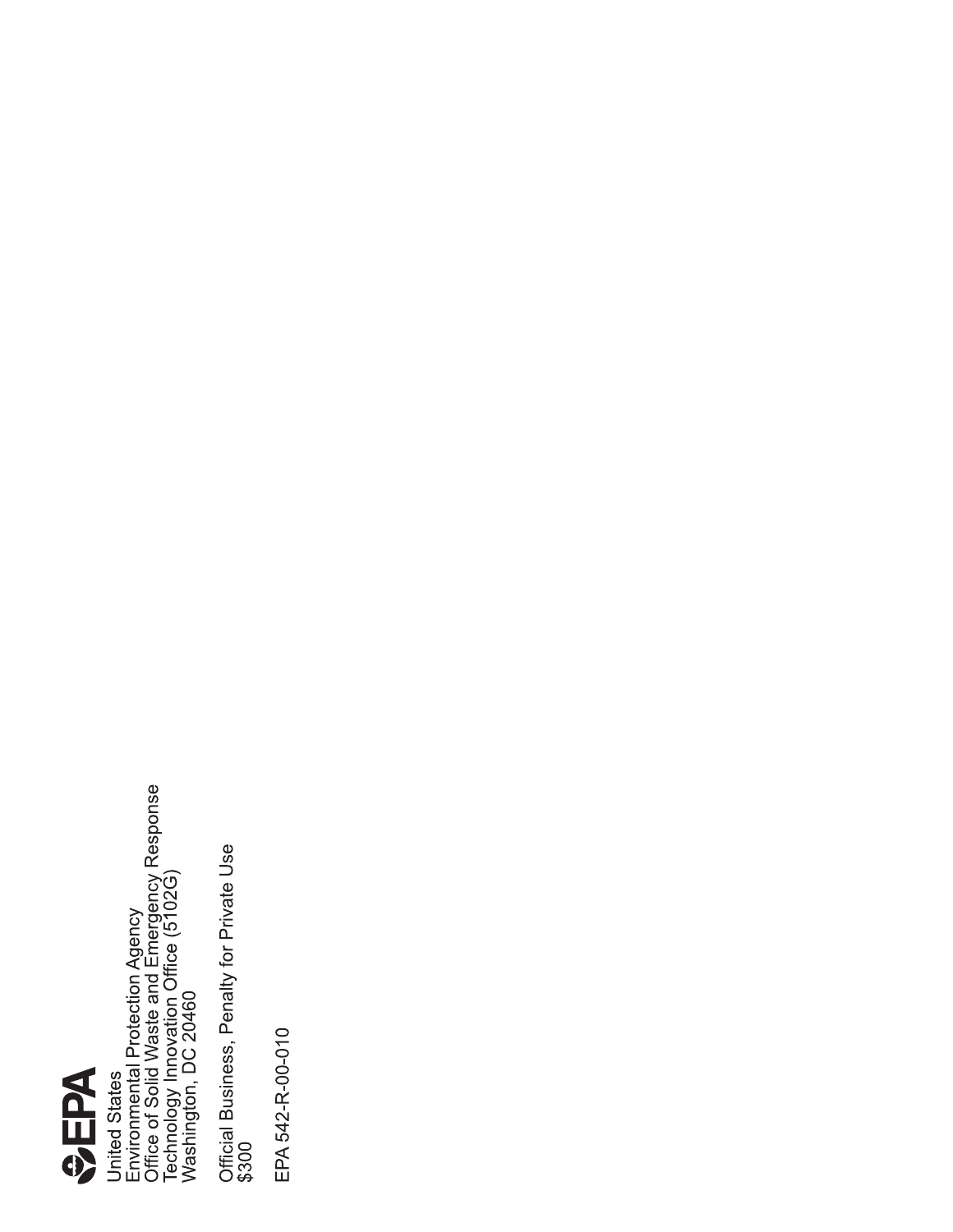EPA

United States
Environmental Protection Agency
Office of Solid Waste and Emergency Response
Technology Innovation Office (5102G)
Washington, DC 20460

Official Business, Penalty for Private Use
$300

EPA 542-R-00-010